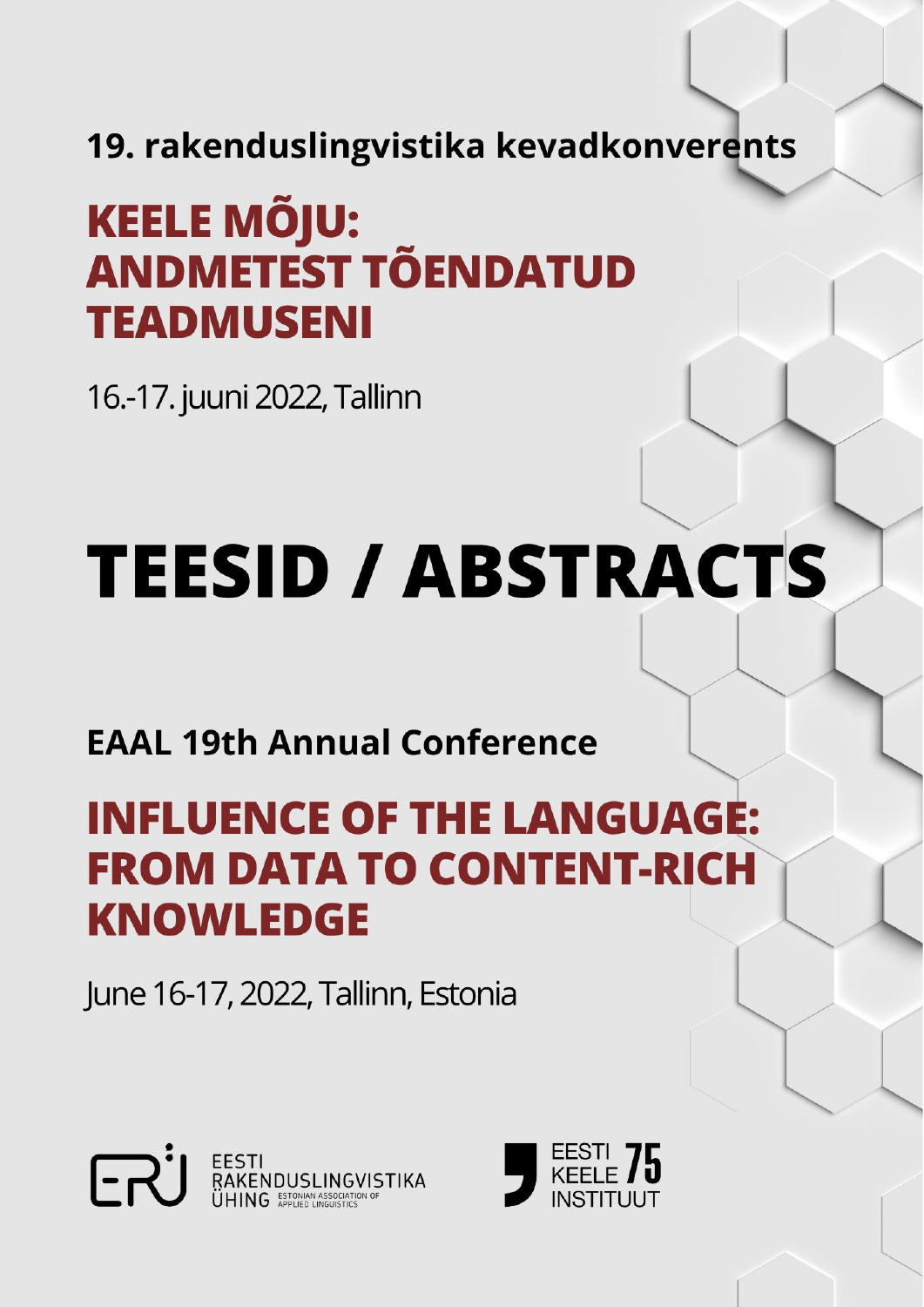**19. rakenduslingvistika kevadkonverents**

# KEELE MÕJU: ANDMETEST TÕENDATUD TEADMUSENI

16.-17. juuni 2022, Tallinn

# TEESID / ABSTRACTS

**EAAL 19th Annual Conference**

# INFLUENCE OF THE LANGUAGE: FROM DATA TO CONTENT-RICH KNOWLEDGE

June 16-17, 2022, Tallinn, Estonia

EESTI RAKENDUSLINGVISTIKA ÜHING ESTONIAN ASSOCIATION OF APPLIED LINGUISTICS

EESTI KEELE INSTITUUT 75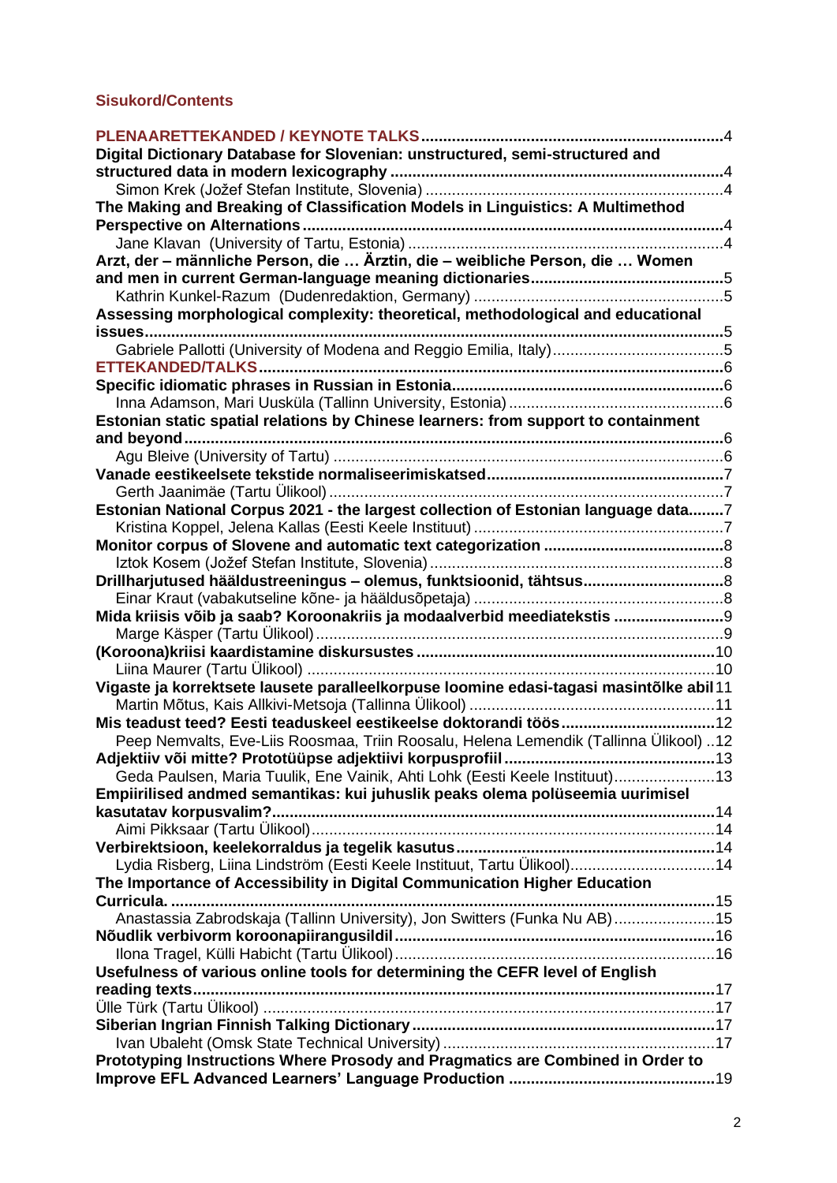## Sisukord/Contents

**PLENAARETTEKANDED / KEYNOTE TALKS** ....................................................................4

**Digital Dictionary Database for Slovenian: unstructured, semi-structured and structured data in modern lexicography** ............................................................................4

Simon Krek (Jožef Stefan Institute, Slovenia) ....................................................................4

**The Making and Breaking of Classification Models in Linguistics: A Multimethod Perspective on Alternations** ...............................................................................................4

Jane Klavan (University of Tartu, Estonia) .......................................................................4

**Arzt, der – männliche Person, die … Ärztin, die – weibliche Person, die … Women and men in current German-language meaning dictionaries** ...........................................5

Kathrin Kunkel-Razum (Dudenredaktion, Germany) ........................................................5

**Assessing morphological complexity: theoretical, methodological and educational issues** ..................................................................................................................................5

Gabriele Pallotti (University of Modena and Reggio Emilia, Italy) ......................................5

**ETTEKANDED/TALKS** ........................................................................................................6

**Specific idiomatic phrases in Russian in Estonia** .............................................................6

Inna Adamson, Mari Uusküla (Tallinn University, Estonia) ................................................6

**Estonian static spatial relations by Chinese learners: from support to containment and beyond** .........................................................................................................................6

Agu Bleive (University of Tartu) .........................................................................................6

**Vanade eestikeelsete tekstide normaliseerimiskatsed** .....................................................7

Gerth Jaanimäe (Tartu Ülikool) ..........................................................................................7

**Estonian National Corpus 2021 - the largest collection of Estonian language data** ........7

Kristina Koppel, Jelena Kallas (Eesti Keele Instituut) .........................................................7

**Monitor corpus of Slovene and automatic text categorization** .........................................8

Iztok Kosem (Jožef Stefan Institute, Slovenia) ...................................................................8

**Drillharjutused hääldustreeningus – olemus, funktsioonid, tähtsus** ................................8

Einar Kraut (vabakutseline kõne- ja hääldusõpetaja) .........................................................8

**Mida kriisis võib ja saab? Koroonakriis ja modaalverbid meediatekstis** .........................9

Marge Käsper (Tartu Ülikool) .............................................................................................9

**(Koroona)kriisi kaardistamine diskursustes** ....................................................................10

Liina Maurer (Tartu Ülikool) ..............................................................................................10

**Vigaste ja korrektsete lausete paralleelkorpuse loomine edasi-tagasi masintõlke abil** 11

Martin Mõtus, Kais Allkivi-Metsoja (Tallinna Ülikool) ........................................................11

**Mis teadust teed? Eesti teaduskeel eestikeelse doktorandi töös** ...................................12

Peep Nemvalts, Eve-Liis Roosmaa, Triin Roosalu, Helena Lemendik (Tallinna Ülikool) ..12

**Adjektiiv või mitte? Prototüüpse adjektiivi korpusprofiil** ................................................13

Geda Paulsen, Maria Tuulik, Ene Vainik, Ahti Lohk (Eesti Keele Instituut) .......................13

**Empiirilised andmed semantikas: kui juhuslik peaks olema polüseemia uurimisel kasutatav korpusvalim?** ....................................................................................................14

Aimi Pikksaar (Tartu Ülikool) ............................................................................................14

**Verbirektsioon, keelekorraldus ja tegelik kasutus** ...........................................................14

Lydia Risberg, Liina Lindström (Eesti Keele Instituut, Tartu Ülikool) .................................14

**The Importance of Accessibility in Digital Communication Higher Education Curricula.** ..............................................................................................................................15

Anastassia Zabrodskaja (Tallinn University), Jon Switters (Funka Nu AB) .......................15

**Nõudlik verbivorm koroonapiirangusildil** .........................................................................16

Ilona Tragel, Külli Habicht (Tartu Ülikool) .........................................................................16

**Usefulness of various online tools for determining the CEFR level of English reading texts** ...............................................................................................................................17

Ülle Türk (Tartu Ülikool) .......................................................................................................17

**Siberian Ingrian Finnish Talking Dictionary** .....................................................................17

Ivan Ubaleht (Omsk State Technical University) ..............................................................17

**Prototyping Instructions Where Prosody and Pragmatics are Combined in Order to Improve EFL Advanced Learners' Language Production** ...............................................19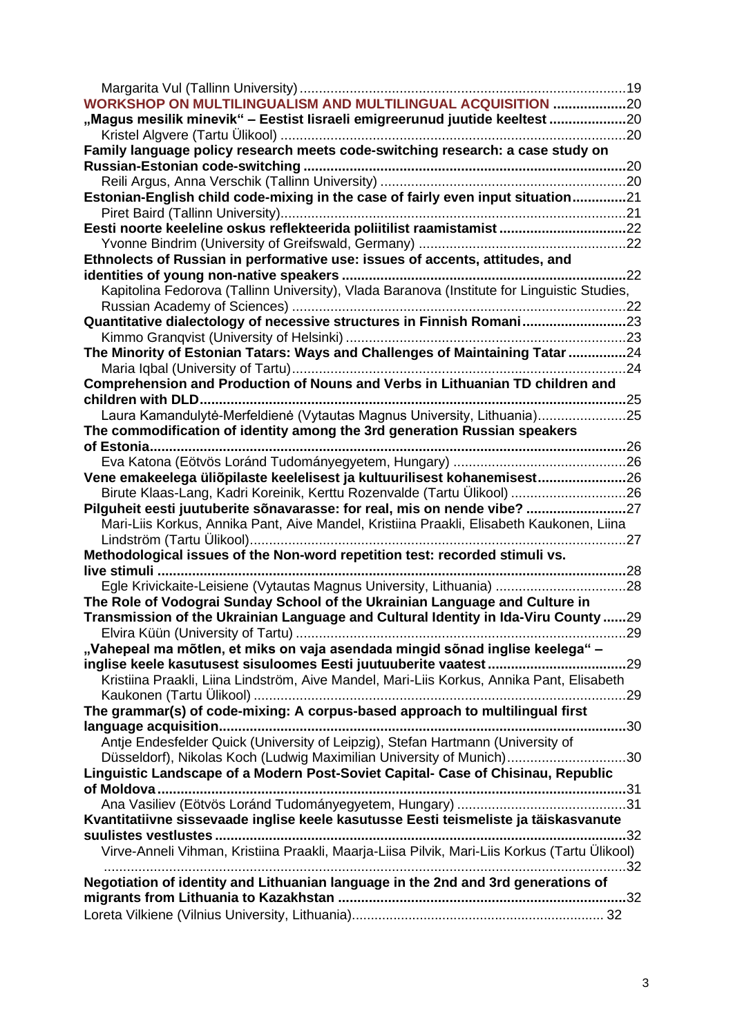Margarita Vul (Tallinn University) ..................................................................................19

**WORKSHOP ON MULTILINGUALISM AND MULTILINGUAL ACQUISITION ...................20**

**„Magus mesilik minevik" – Eestist Iisraeli emigreerunud juutide keeltest ....................20**

Kristel Algvere (Tartu Ülikool) .........................................................................................20

**Family language policy research meets code-switching research: a case study on Russian-Estonian code-switching ..................................................................................20**

Reili Argus, Anna Verschik (Tallinn University) ................................................................20

**Estonian-English child code-mixing in the case of fairly even input situation..............21**

Piret Baird (Tallinn University)..........................................................................................21

**Eesti noorte keeleline oskus reflekteerida poliitilist raamistamist .................................22**

Yvonne Bindrim (University of Greifswald, Germany) ......................................................22

**Ethnolects of Russian in performative use: issues of accents, attitudes, and identities of young non-native speakers ..........................................................................22**

Kapitolina Fedorova (Tallinn University), Vlada Baranova (Institute for Linguistic Studies, Russian Academy of Sciences) .......................................................................................22

**Quantitative dialectology of necessive structures in Finnish Romani...........................23**

Kimmo Granqvist (University of Helsinki) .........................................................................23

**The Minority of Estonian Tatars: Ways and Challenges of Maintaining Tatar ...............24**

Maria Iqbal (University of Tartu).......................................................................................24

**Comprehension and Production of Nouns and Verbs in Lithuanian TD children and children with DLD...............................................................................................................25**

Laura Kamandulytė-Merfeldienė (Vytautas Magnus University, Lithuania).......................25

**The commodification of identity among the 3rd generation Russian speakers of Estonia..........................................................................................................................26**

Eva Katona (Eötvös Loránd Tudományegyetem, Hungary) .............................................26

**Vene emakeelega üliõpilaste keelelisest ja kultuurilisest kohanemisest.......................26**

Birute Klaas-Lang, Kadri Koreinik, Kerttu Rozenvalde (Tartu Ülikool) ..............................26

**Pilguheit eesti juutuberite sõnavarasse: for real, mis on nende vibe? ..........................27**

Mari-Liis Korkus, Annika Pant, Aive Mandel, Kristiina Praakli, Elisabeth Kaukonen, Liina Lindström (Tartu Ülikool)..................................................................................................27

**Methodological issues of the Non-word repetition test: recorded stimuli vs. live stimuli ..........................................................................................................................28**

Egle Krivickaite-Leisiene (Vytautas Magnus University, Lithuania) ..................................28

**The Role of Vodograi Sunday School of the Ukrainian Language and Culture in Transmission of the Ukrainian Language and Cultural Identity in Ida-Viru County ......29**

Elvira Küün (University of Tartu) ......................................................................................29

**„Vahepeal ma mõtlen, et miks on vaja asendada mingid sõnad inglise keelega" – inglise keele kasutusest sisuloomes Eesti juutuuberite vaatest ....................................29**

Kristiina Praakli, Liina Lindström, Aive Mandel, Mari-Liis Korkus, Annika Pant, Elisabeth Kaukonen (Tartu Ülikool) .................................................................................................29

**The grammar(s) of code-mixing: A corpus-based approach to multilingual first language acquisition.......................................................................................................30**

Antje Endesfelder Quick (University of Leipzig), Stefan Hartmann (University of Düsseldorf), Nikolas Koch (Ludwig Maximilian University of Munich)...............................30

**Linguistic Landscape of a Modern Post-Soviet Capital- Case of Chisinau, Republic of Moldova ........................................................................................................................31**

Ana Vasiliev (Eötvös Loránd Tudományegyetem, Hungary) ............................................31

**Kvantitatiivne sissevaade inglise keele kasutusse Eesti teismeliste ja täiskasvanute suulistes vestlustes ..........................................................................................................32**

Virve-Anneli Vihman, Kristiina Praakli, Maarja-Liisa Pilvik, Mari-Liis Korkus (Tartu Ülikool) ........................................................................................................................................32

**Negotiation of identity and Lithuanian language in the 2nd and 3rd generations of migrants from Lithuania to Kazakhstan ..........................................................................32**

Loreta Vilkiene (Vilnius University, Lithuania).................................................................. 32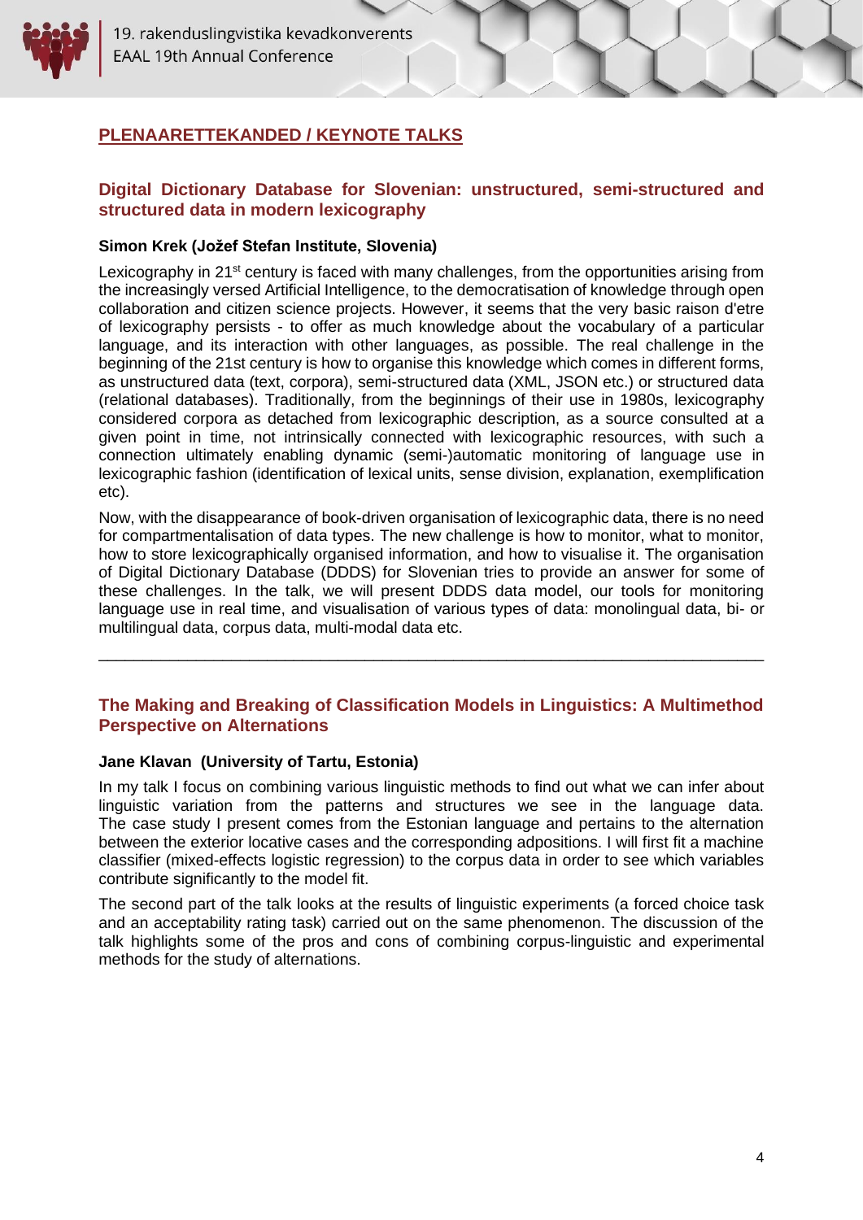## PLENAARETTEKANDED / KEYNOTE TALKS

### Digital Dictionary Database for Slovenian: unstructured, semi-structured and structured data in modern lexicography

**Simon Krek (Jožef Stefan Institute, Slovenia)**

Lexicography in 21st century is faced with many challenges, from the opportunities arising from the increasingly versed Artificial Intelligence, to the democratisation of knowledge through open collaboration and citizen science projects. However, it seems that the very basic raison d'etre of lexicography persists - to offer as much knowledge about the vocabulary of a particular language, and its interaction with other languages, as possible. The real challenge in the beginning of the 21st century is how to organise this knowledge which comes in different forms, as unstructured data (text, corpora), semi-structured data (XML, JSON etc.) or structured data (relational databases). Traditionally, from the beginnings of their use in 1980s, lexicography considered corpora as detached from lexicographic description, as a source consulted at a given point in time, not intrinsically connected with lexicographic resources, with such a connection ultimately enabling dynamic (semi-)automatic monitoring of language use in lexicographic fashion (identification of lexical units, sense division, explanation, exemplification etc).

Now, with the disappearance of book-driven organisation of lexicographic data, there is no need for compartmentalisation of data types. The new challenge is how to monitor, what to monitor, how to store lexicographically organised information, and how to visualise it. The organisation of Digital Dictionary Database (DDDS) for Slovenian tries to provide an answer for some of these challenges. In the talk, we will present DDDS data model, our tools for monitoring language use in real time, and visualisation of various types of data: monolingual data, bi- or multilingual data, corpus data, multi-modal data etc.

---

### The Making and Breaking of Classification Models in Linguistics: A Multimethod Perspective on Alternations

**Jane Klavan (University of Tartu, Estonia)**

In my talk I focus on combining various linguistic methods to find out what we can infer about linguistic variation from the patterns and structures we see in the language data. The case study I present comes from the Estonian language and pertains to the alternation between the exterior locative cases and the corresponding adpositions. I will first fit a machine classifier (mixed-effects logistic regression) to the corpus data in order to see which variables contribute significantly to the model fit.

The second part of the talk looks at the results of linguistic experiments (a forced choice task and an acceptability rating task) carried out on the same phenomenon. The discussion of the talk highlights some of the pros and cons of combining corpus-linguistic and experimental methods for the study of alternations.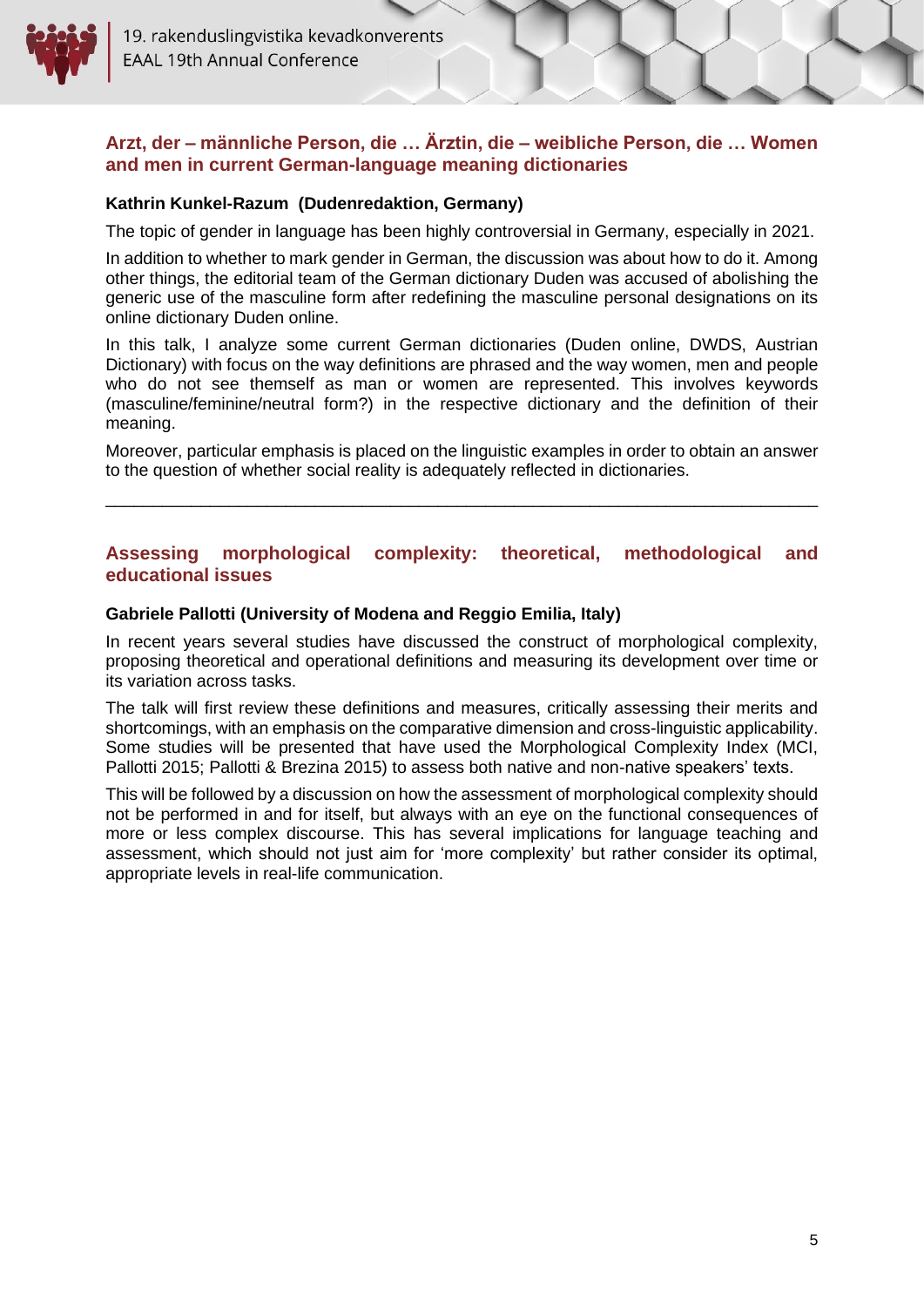## Arzt, der – männliche Person, die … Ärztin, die – weibliche Person, die … Women and men in current German-language meaning dictionaries

**Kathrin Kunkel-Razum (Dudenredaktion, Germany)**

The topic of gender in language has been highly controversial in Germany, especially in 2021.

In addition to whether to mark gender in German, the discussion was about how to do it. Among other things, the editorial team of the German dictionary Duden was accused of abolishing the generic use of the masculine form after redefining the masculine personal designations on its online dictionary Duden online.

In this talk, I analyze some current German dictionaries (Duden online, DWDS, Austrian Dictionary) with focus on the way definitions are phrased and the way women, men and people who do not see themself as man or women are represented. This involves keywords (masculine/feminine/neutral form?) in the respective dictionary and the definition of their meaning.

Moreover, particular emphasis is placed on the linguistic examples in order to obtain an answer to the question of whether social reality is adequately reflected in dictionaries.

---

## Assessing morphological complexity: theoretical, methodological and educational issues

**Gabriele Pallotti (University of Modena and Reggio Emilia, Italy)**

In recent years several studies have discussed the construct of morphological complexity, proposing theoretical and operational definitions and measuring its development over time or its variation across tasks.

The talk will first review these definitions and measures, critically assessing their merits and shortcomings, with an emphasis on the comparative dimension and cross-linguistic applicability. Some studies will be presented that have used the Morphological Complexity Index (MCI, Pallotti 2015; Pallotti & Brezina 2015) to assess both native and non-native speakers' texts.

This will be followed by a discussion on how the assessment of morphological complexity should not be performed in and for itself, but always with an eye on the functional consequences of more or less complex discourse. This has several implications for language teaching and assessment, which should not just aim for 'more complexity' but rather consider its optimal, appropriate levels in real-life communication.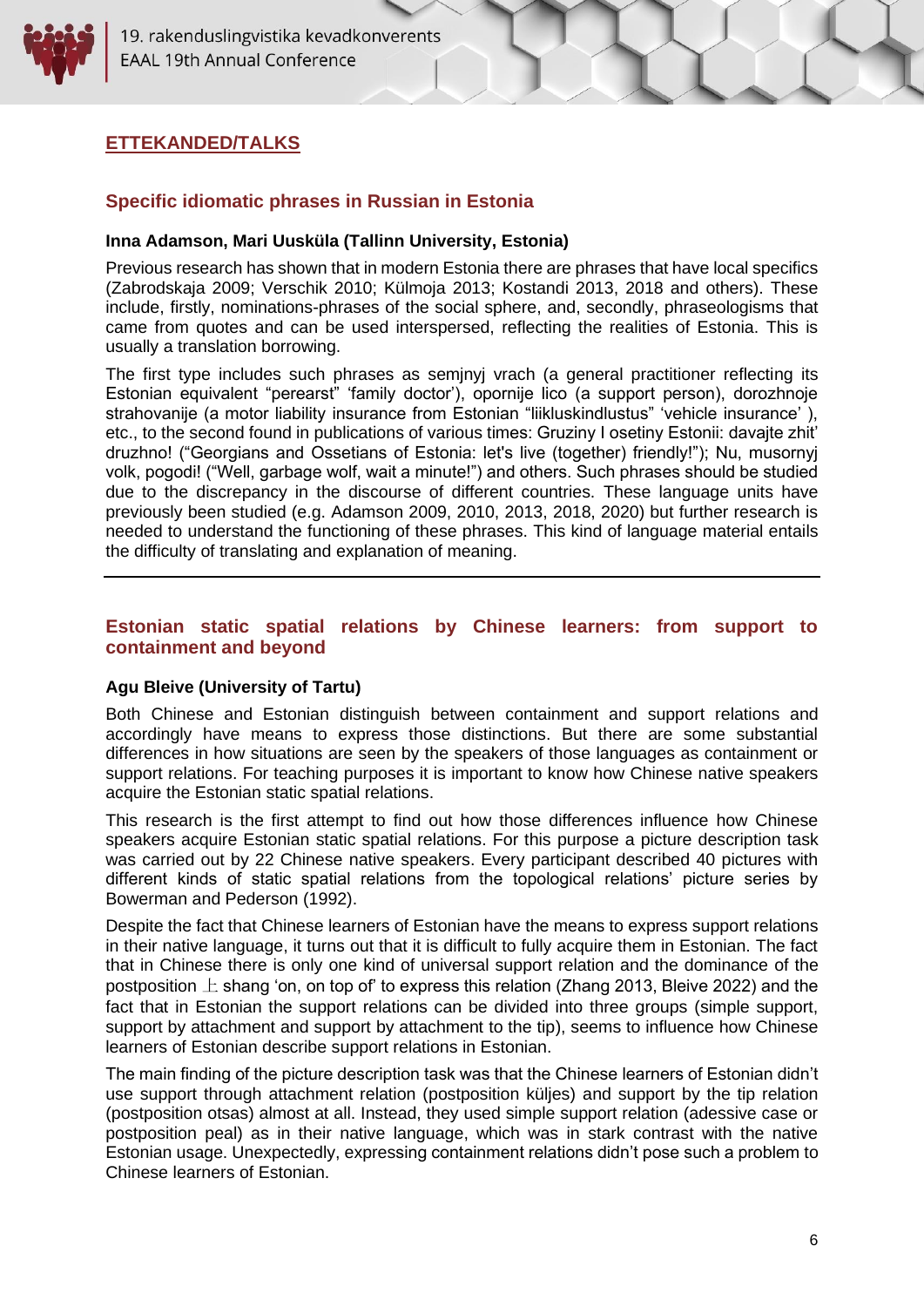## ETTEKANDED/TALKS

### Specific idiomatic phrases in Russian in Estonia

**Inna Adamson, Mari Uusküla (Tallinn University, Estonia)**

Previous research has shown that in modern Estonia there are phrases that have local specifics (Zabrodskaja 2009; Verschik 2010; Külmoja 2013; Kostandi 2013, 2018 and others). These include, firstly, nominations-phrases of the social sphere, and, secondly, phraseologisms that came from quotes and can be used interspersed, reflecting the realities of Estonia. This is usually a translation borrowing.

The first type includes such phrases as semjnyj vrach (a general practitioner reflecting its Estonian equivalent "perearst" 'family doctor'), opornije lico (a support person), dorozhnoje strahovanije (a motor liability insurance from Estonian "liikluskindlustus" 'vehicle insurance' ), etc., to the second found in publications of various times: Gruziny I osetiny Estonii: davajte zhit' druzhno! ("Georgians and Ossetians of Estonia: let's live (together) friendly!"); Nu, musornyj volk, pogodi! ("Well, garbage wolf, wait a minute!") and others. Such phrases should be studied due to the discrepancy in the discourse of different countries. These language units have previously been studied (e.g. Adamson 2009, 2010, 2013, 2018, 2020) but further research is needed to understand the functioning of these phrases. This kind of language material entails the difficulty of translating and explanation of meaning.

---

### Estonian static spatial relations by Chinese learners: from support to containment and beyond

**Agu Bleive (University of Tartu)**

Both Chinese and Estonian distinguish between containment and support relations and accordingly have means to express those distinctions. But there are some substantial differences in how situations are seen by the speakers of those languages as containment or support relations. For teaching purposes it is important to know how Chinese native speakers acquire the Estonian static spatial relations.

This research is the first attempt to find out how those differences influence how Chinese speakers acquire Estonian static spatial relations. For this purpose a picture description task was carried out by 22 Chinese native speakers. Every participant described 40 pictures with different kinds of static spatial relations from the topological relations' picture series by Bowerman and Pederson (1992).

Despite the fact that Chinese learners of Estonian have the means to express support relations in their native language, it turns out that it is difficult to fully acquire them in Estonian. The fact that in Chinese there is only one kind of universal support relation and the dominance of the postposition 上 shang 'on, on top of' to express this relation (Zhang 2013, Bleive 2022) and the fact that in Estonian the support relations can be divided into three groups (simple support, support by attachment and support by attachment to the tip), seems to influence how Chinese learners of Estonian describe support relations in Estonian.

The main finding of the picture description task was that the Chinese learners of Estonian didn't use support through attachment relation (postposition küljes) and support by the tip relation (postposition otsas) almost at all. Instead, they used simple support relation (adessive case or postposition peal) as in their native language, which was in stark contrast with the native Estonian usage. Unexpectedly, expressing containment relations didn't pose such a problem to Chinese learners of Estonian.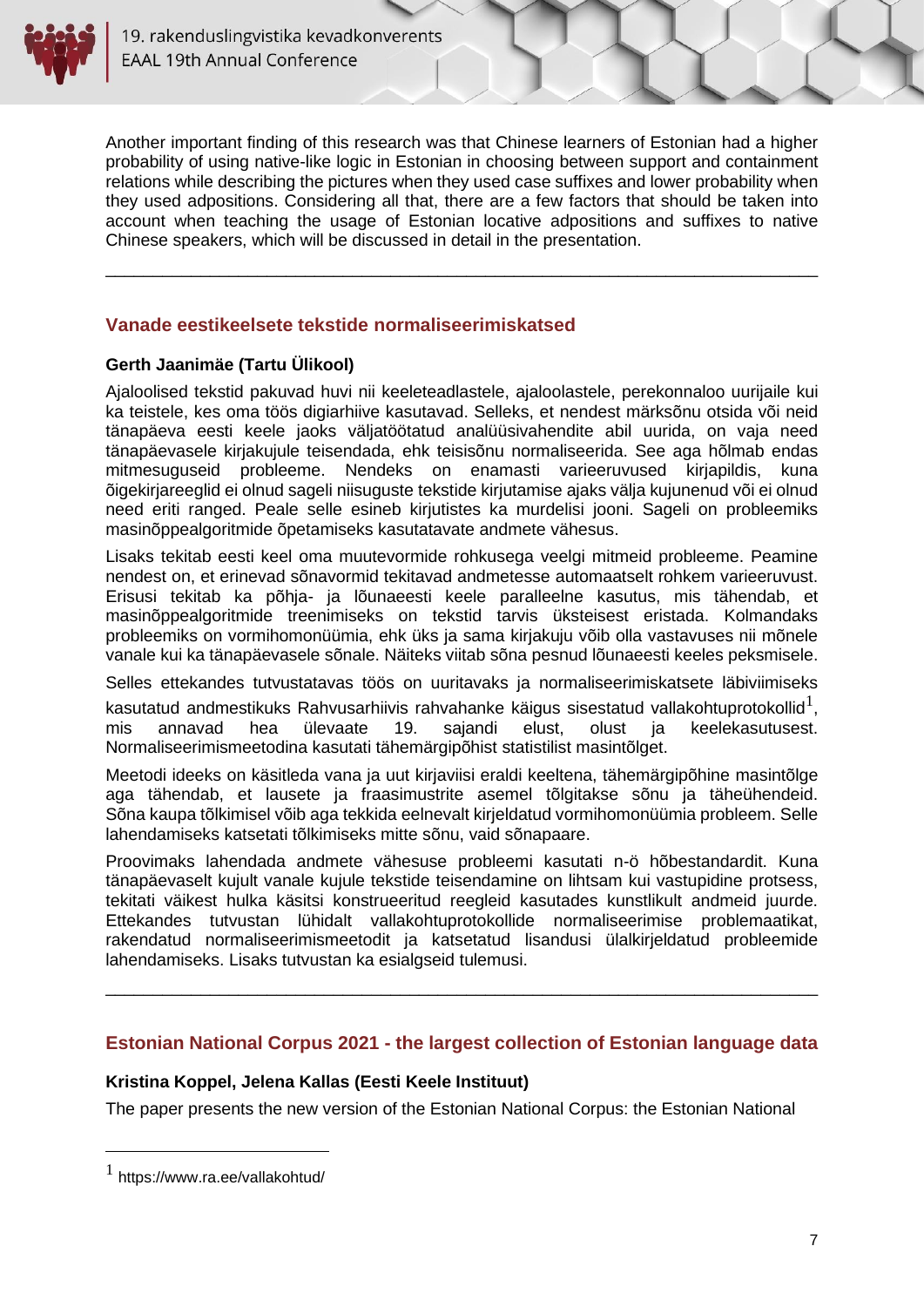Another important finding of this research was that Chinese learners of Estonian had a higher probability of using native-like logic in Estonian in choosing between support and containment relations while describing the pictures when they used case suffixes and lower probability when they used adpositions. Considering all that, there are a few factors that should be taken into account when teaching the usage of Estonian locative adpositions and suffixes to native Chinese speakers, which will be discussed in detail in the presentation.

---

## Vanade eestikeelsete tekstide normaliseerimiskatsed

**Gerth Jaanimäe (Tartu Ülikool)**

Ajaloolised tekstid pakuvad huvi nii keeleteadlastele, ajaloolastele, perekonnaloo uurijaile kui ka teistele, kes oma töös digiarhiive kasutavad. Selleks, et nendest märksõnu otsida või neid tänapäeva eesti keele jaoks väljatöötatud analüüsivahendite abil uurida, on vaja need tänapäevasele kirjakujule teisendada, ehk teisisõnu normaliseerida. See aga hõlmab endas mitmesuguseid probleeme. Nendeks on enamasti varieeruvused kirjapildis, kuna õigekirjareeglid ei olnud sageli niisuguste tekstide kirjutamise ajaks välja kujunenud või ei olnud need eriti ranged. Peale selle esineb kirjutistes ka murdelisi jooni. Sageli on probleemiks masinõppealgoritmide õpetamiseks kasutatavate andmete vähesus.

Lisaks tekitab eesti keel oma muutevormide rohkusega veelgi mitmeid probleeme. Peamine nendest on, et erinevad sõnavormid tekitavad andmetesse automaatselt rohkem varieeruvust. Erisusi tekitab ka põhja- ja lõunaeesti keele paralleelne kasutus, mis tähendab, et masinõppealgoritmidel on neid raske eristada. Kolmandaks probleemiks on vormihomonüümia, ehk üks ja sama kirjakuju võib olla vastavuses nii mõnele vanale kui ka tänapäevasele sõnale. Näiteks viitab sõna pesnud lõunaeesti keeles peksmisele.

Selles ettekandes tutvustatavas töös on uuritavaks ja normaliseerimiskatsete läbiviimiseks kasutatud andmestikuks Rahvusarhiivis rahvahanke käigus sisestatud vallakohtuprotokollid[1], mis annavad hea ülevaate 19. sajandi elust, olust ja keelekasutusest. Normaliseerimismeetodina kasutati tähemärgipõhist statistilist masintõlget.

Meetodi ideeks on käsitleda vana ja uut kirjaviisi eraldi keeltena, tähemärgipõhine masintõlge aga tähendab, et lausete ja fraasimustrite asemel tõlgitakse sõnu ja täheühendeid. Sõna kaupa tõlkimisel võib aga tekkida eelnevalt kirjeldatud vormihomonüümia probleem. Selle lahendamiseks katsetati tõlkimiseks mitte sõnu, vaid sõnapaare.

Proovimaks lahendada andmete vähesuse probleemi kasutati n-ö hõbestandardit. Kuna tänapäevaselt kujult vanale kujule tekstide teisendamine on lihtsam kui vastupidine protsess, tekitati väikest hulka käsitsi konstrueeritud reegleid kasutades kunstlikult andmeid juurde. Ettekandes tutvustan lühidalt vallakohtuprotokollide normaliseerimise problemaatikat, rakendatud normaliseerimismeetodit ja katsetatud lisandusi ülalkirjeldatud probleemide lahendamiseks. Lisaks tutvustan ka esialgseid tulemusi.

---

## Estonian National Corpus 2021 - the largest collection of Estonian language data

**Kristina Koppel, Jelena Kallas (Eesti Keele Instituut)**

The paper presents the new version of the Estonian National Corpus: the Estonian National

---

[1] https://www.ra.ee/vallakohtud/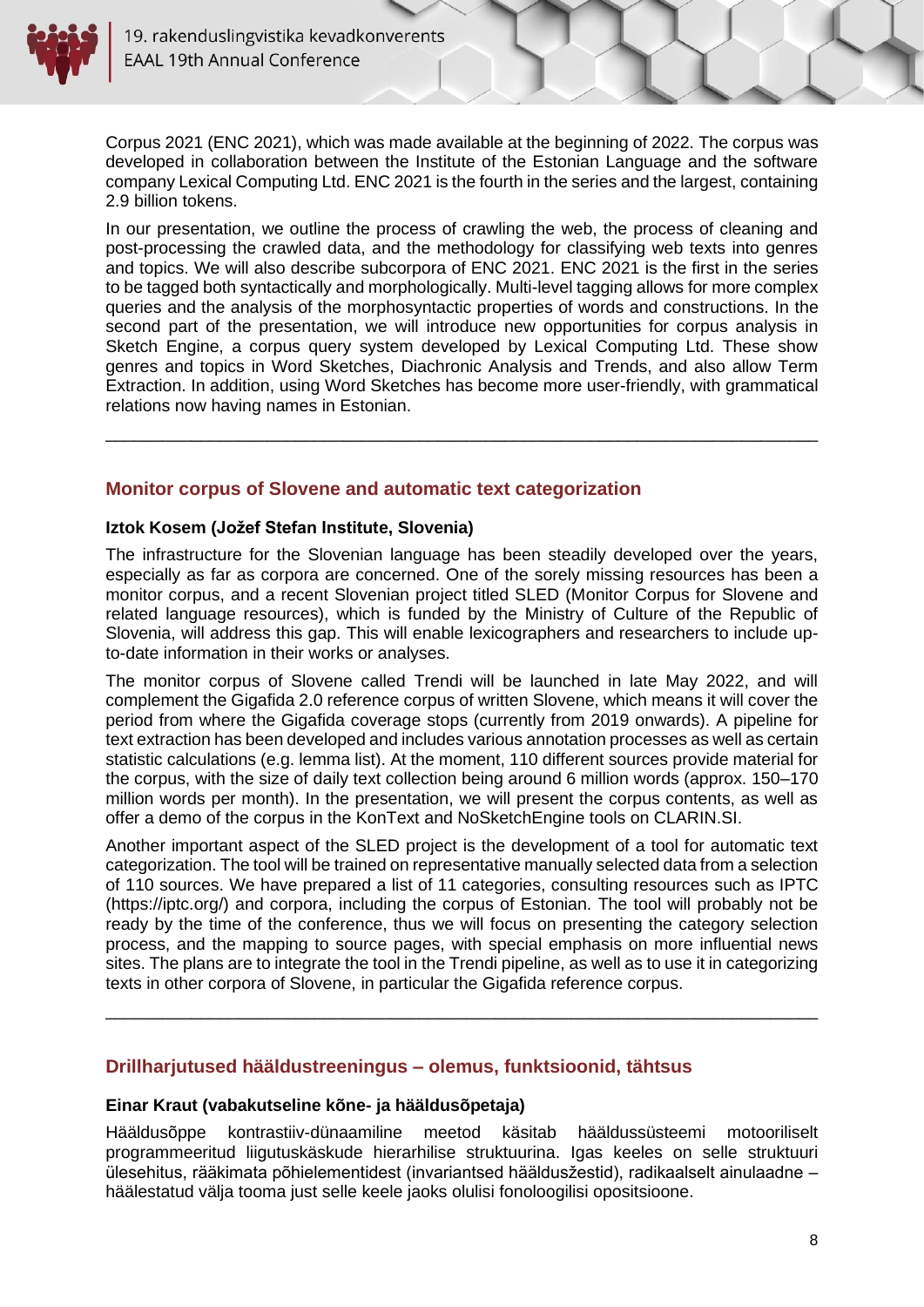Corpus 2021 (ENC 2021), which was made available at the beginning of 2022. The corpus was developed in collaboration between the Institute of the Estonian Language and the software company Lexical Computing Ltd. ENC 2021 is the fourth in the series and the largest, containing 2.9 billion tokens.

In our presentation, we outline the process of crawling the web, the process of cleaning and post-processing the crawled data, and the methodology for classifying web texts into genres and topics. We will also describe subcorpora of ENC 2021. ENC 2021 is the first in the series to be tagged both syntactically and morphologically. Multi-level tagging allows for more complex queries and the analysis of the morphosyntactic properties of words and constructions. In the second part of the presentation, we will introduce new opportunities for corpus analysis in Sketch Engine, a corpus query system developed by Lexical Computing Ltd. These show genres and topics in Word Sketches, Diachronic Analysis and Trends, and also allow Term Extraction. In addition, using Word Sketches has become more user-friendly, with grammatical relations now having names in Estonian.

---

## Monitor corpus of Slovene and automatic text categorization

**Iztok Kosem (Jožef Stefan Institute, Slovenia)**

The infrastructure for the Slovenian language has been steadily developed over the years, especially as far as corpora are concerned. One of the sorely missing resources has been a monitor corpus, and a recent Slovenian project titled SLED (Monitor Corpus for Slovene and related language resources), which is funded by the Ministry of Culture of the Republic of Slovenia, will address this gap. This will enable lexicographers and researchers to include up-to-date information in their works or analyses.

The monitor corpus of Slovene called Trendi will be launched in late May 2022, and will complement the Gigafida 2.0 reference corpus of written Slovene, which means it will cover the period from where the Gigafida coverage stops (currently from 2019 onwards). A pipeline for text extraction has been developed and includes various annotation processes as well as certain statistic calculations (e.g. lemma list). At the moment, 110 different sources provide material for the corpus, with the size of daily text collection being around 6 million words (approx. 150–170 million words per month). In the presentation, we will present the corpus contents, as well as offer a demo of the corpus in the KonText and NoSketchEngine tools on CLARIN.SI.

Another important aspect of the SLED project is the development of a tool for automatic text categorization. The tool will be trained on representative manually selected data from a selection of 110 sources. We have prepared a list of 11 categories, consulting resources such as IPTC (https://iptc.org/) and corpora, including the corpus of Estonian. The tool will probably not be ready by the time of the conference, thus we will focus on presenting the category selection process, and the mapping to source pages, with special emphasis on more influential news sites. The plans are to integrate the tool in the Trendi pipeline, as well as to use it in categorizing texts in other corpora of Slovene, in particular the Gigafida reference corpus.

---

## Drillharjutused hääldustreeningus – olemus, funktsioonid, tähtsus

**Einar Kraut (vabakutseline kõne- ja hääldusõpetaja)**

Hääldusõppe kontrastiiv-dünaamiline meetod käsitab hääldussüsteemi motooriliselt programmeeritud liigutuskäskude hierarhilise struktuurina. Igas keeles on selle struktuuri ülesehitus, rääkimata põhielementidest (invariantsed hääldusžestid), radikaalselt ainulaadne – häälestatud välja tooma just selle keele jaoks olulisi fonoloogilisi opositsioone.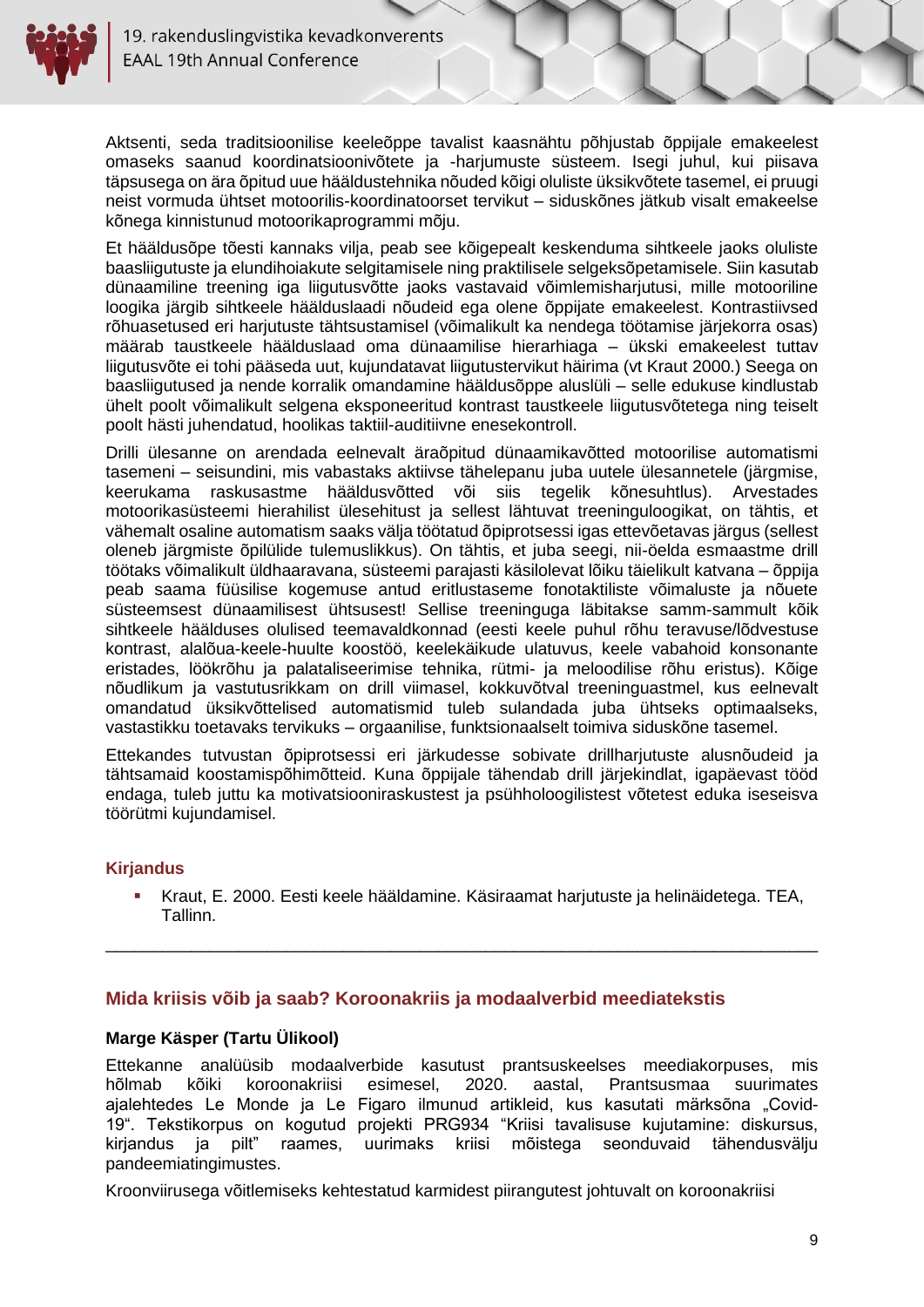Aktsenti, seda traditsioonilise keeleõppe tavalist kaasnähtu põhjustab õppijale emakeelest omaseks saanud koordinatsioonivõtete ja -harjumuste süsteem. Isegi juhul, kui piisava täpsusega on ära õpitud uue hääldustehnika nõuded kõigi oluliste üksikvõtete tasemel, ei pruugi neist vormuda ühtset motoorilis-koordinatoorset tervikut – siduskõnes jätkub visalt emakeelse kõnega kinnistunud motoorikaprogrammi mõju.

Et hääldusõpe tõesti kannaks vilja, peab see kõigepealt keskenduma sihtkeele jaoks oluliste baasliigutuste ja elundihoiakute selgitamisele ning praktilisele selgeksõpetamisele. Siin kasutab dünaamiline treening iga liigutusvõtte jaoks vastavaid võimlemisharjutusi, mille motoorline loogika järgib sihtkeele hääldusIaadi nõudeid ega olene õppijate emakeelest. Kontrastiivsed rõhuasetused eri harjutuste tähtsustamisel (võimalikult ka nendega töötamise järjekorra osas) määrab taustkeele hääldusIaad oma dünaamilise hierarhiaga – ükski emakeelest tuttav liigutusvõte ei tohi pääseda uut, kujundatavat liigutustervikut häirima (vt Kraut 2000.) Seega on baasliigutused ja nende korralik omandamine hääldusõppe aluslüli – selle edukuse kindlustab ühelt poolt võimalikult selgena eksponeeritud kontrast taustkeele liigutusvõtetega ning teiselt poolt hästi juhendatud, hoolikas taktiil-auditiivne enesekontroll.

Drilli ülesanne on arendada eelnevalt äraõpitud dünaamikavõtted motoorilise automatismi tasemeni – seisundini, mis vabastaks aktiivse tähelepanu juba uutele ülesannetele (järgmise, keerukama raskusastme hääldusvõtted või siis tegelik kõnesuhtlus). Arvestades motoorikasüsteemi hierahilist ülesehitust ja sellest lähtuvat treeninguloogikat, on tähtis, et vähemalt osaline automatism saaks välja töötatud õpiprotsessi igas ettevõetavas järgus (sellest oleneb järgmiste õpilülide tulemuslikkus). On tähtis, et juba seegi, nii-öelda esmaastme drill töötaks võimalikult üldhaaravana, süsteemi parajasti käsilolevat lõiku täielikult katvana – õppija peab saama füüsilise kogemuse antud eritlustaseme fonotaktiliste võimaluste ja nõuete süsteemsest dünaamilisest ühtsusest! Sellise treeninguga läbitakse samm-sammult kõik sihtkeele hääldusel olulised teemavaldkonnad (eesti keele puhul rõhu teravuse/lõdvestuse kontrast, alalõua-keele-huulte koostöö, keelekäikude ulatuvus, keele vabahoid konsonante eristades, löökrõhu ja palataliseerimise tehnika, rütmi- ja meloodilise rõhu eristus). Kõige nõudlikum ja vastutusrikkam on drill viimasel, kokkuvõtval treeninguastmel, kus eelnevalt omandatud üksikvõttelised automatismid tuleb sulandada juba ühtseks optimaalseks, vastastikku toetavaks tervikuks – orgaanilise, funktsionaalselt toimiva siduskõne tasemel.

Ettekandes tutvustan õpiprotsessi eri järkudesse sobivate drillharjutuste alusnõudeid ja tähtsamaid koostamispõhimõtteid. Kuna õppijale tähendab drill järjekindlat, igapäevast tööd endaga, tuleb juttu ka motivatsiooniraskustest ja psühholoogilistest võtetest eduka iseseisva töörütmi kujundamisel.

### Kirjandus

- Kraut, E. 2000. Eesti keele hääldamine. Käsiraamat harjutuste ja helinäidetega. TEA, Tallinn.

---

## Mida kriisis võib ja saab? Koroonakriis ja modaalverbid meediatekstis

**Marge Käsper (Tartu Ülikool)**

Ettekanne analüüsib modaalverbide kasutust prantsuskeelses meediakorpuses, mis hõlmab kõiki koroonakriisi esimesel, 2020. aastal, Prantsusmaa suurimates ajalehtedes Le Monde ja Le Figaro ilmunud artikleid, kus kasutati märksõna „Covid-19". Tekstikorpus on kogutud projekti PRG934 "Kriisi tavalisuse kujutamine: diskursus, kirjandus ja pilt" raames, uurimaks kriisi mõistega seonduvaid tähendusvälju pandeemiatingimustes.

Kroonviirusega võitlemiseks kehtestatud karmidest piirangutest johtuvalt on koroonakriisi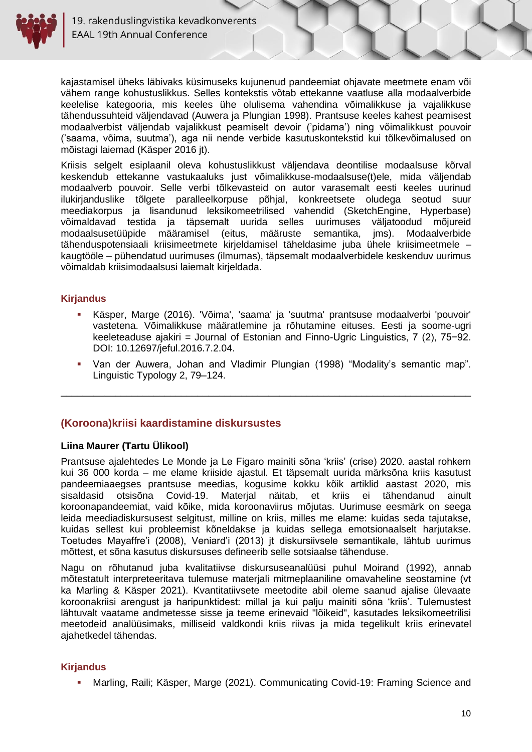kajastamisel üheks läbivaks küsimuseks kujunenud pandeemiat ohjavate meetmete enam või vähem range kohustuslikkus. Selles kontekstis võtab ettekanne vaatluse alla modaalverbide keelelise kategooria, mis keeles ühe olulisema vahendina võimalikkuse ja vajalikkuse tähendussuhteid väljendavad (Auwera ja Plungian 1998). Prantsuse keeles kahest peamisest modaalverbist väljendab vajalikkust peamiselt devoir ('pidama') ning võimalikkust pouvoir ('saama, võima, suutma'), aga nii nende verbide kasutuskontekstid kui tõlkevõimalused on mõistagi laiemad (Käsper 2016 jt).

Kriisis selgelt esiplaanil oleva kohustuslikkust väljendava deontilise modaalsuse kõrval keskendub ettekanne vastukaaluks just võimalikkuse-modaalsuse(t)ele, mida väljendab modaalverb pouvoir. Selle verbi tõlkevasteid on autor varasemalt eesti keeles uurinud ilukirjanduslike tõlgete paralleelkorpuse põhjal, konkreetsete oludega seotud suur meediakorpus ja lisandunud leksikomeetrilised vahendid (SketchEngine, Hyperbase) võimaldavad testida ja täpsemalt uurida selles uurimuses väljatoodud mõjureid modaalsusetüüpide määramisel (eitus, määruste semantika, jms). Modaalverbide tähenduspotensiaali kriisimeetmete kirjeldamisel täheldasime juba ühele kriisimeetmele – kaugtööle – pühendatud uurimuses (ilmumas), täpsemalt modaalverbidele keskenduv uurimus võimaldab kriisimodaalsusi laiemalt kirjeldada.

### Kirjandus

- Käsper, Marge (2016). 'Võima', 'saama' ja 'suutma' prantsuse modaalverbi 'pouvoir' vastetena. Võimalikkuse määratlemine ja rõhutamine eituses. Eesti ja soome-ugri keeleteaduse ajakiri = Journal of Estonian and Finno-Ugric Linguistics, 7 (2), 75−92. DOI: 10.12697/jeful.2016.7.2.04.
- Van der Auwera, Johan and Vladimir Plungian (1998) "Modality's semantic map". Linguistic Typology 2, 79–124.

---

## (Koroona)kriisi kaardistamine diskursustes

**Liina Maurer (Tartu Ülikool)**

Prantsuse ajalehtedes Le Monde ja Le Figaro mainiti sõna 'kriis' (crise) 2020. aastal rohkem kui 36 000 korda – me elame kriiside ajastul. Et täpsemalt uurida märksõna kriis kasutust pandeemiaaegses prantsuse meedias, kogusime kokku kõik artiklid aastast 2020, mis sisaldasid otsisõna Covid-19. Materjal näitab, et kriis ei tähendanud ainult koroonapandeemiat, vaid kõike, mida koroonaviirus mõjutas. Uurimuse eesmärk on seega leida meediadiskursusest selgitust, milline on kriis, milles me elame: kuidas seda tajutakse, kuidas sellest kui probleemist kõneldakse ja kuidas sellega emotsionaalselt harjutakse. Toetudes Mayaffre'i (2008), Veniard'i (2013) jt diskursiivsele semantikale, lähtub uurimus mõttest, et sõna kasutus diskursustes defineerib selle sotsiaalse tähenduse.

Nagu on rõhutanud juba kvalitatiivse diskursuseanalüüsi puhul Moirand (1992), annab mõtestatult interpreteeritava tulemuse materjali mitmeplaaniline omavaheline seostamine (vt ka Marling & Käsper 2021). Kvantitatiivsete meetodite abil oleme saanud ajalise ülevaate koroonakriisi arengust ja haripunktidest: millal ja kui palju mainiti sõna 'kriis'. Tulemustest lähtuvalt vaatame andmetesse sisse ja teeme erinevaid "lõikeid", kasutades leksikomeetrilisi meetodeid analüüsimaks, milliseid valdkondi kriis riivas ja mida tegelikult kriis erinevatel ajahetkedel tähendas.

### Kirjandus

- Marling, Raili; Käsper, Marge (2021). Communicating Covid-19: Framing Science and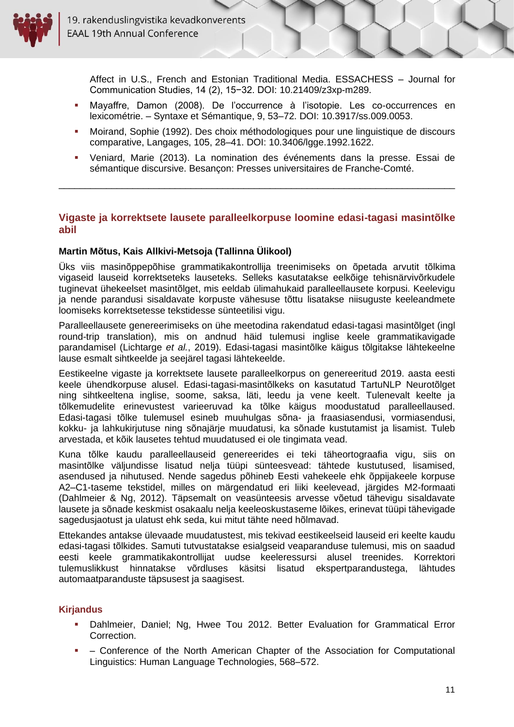Affect in U.S., French and Estonian Traditional Media. ESSACHESS – Journal for Communication Studies, 14 (2), 15−32. DOI: 10.21409/z3xp-m289.

- Mayaffre, Damon (2008). De l'occurrence à l'isotopie. Les co-occurrences en lexicométrie. – Syntaxe et Sémantique, 9, 53–72. DOI: 10.3917/ss.009.0053.
- Moirand, Sophie (1992). Des choix méthodologiques pour une linguistique de discours comparative, Langages, 105, 28–41. DOI: 10.3406/lgge.1992.1622.
- Veniard, Marie (2013). La nomination des événements dans la presse. Essai de sémantique discursive. Besançon: Presses universitaires de Franche-Comté.

---

## Vigaste ja korrektsete lausete paralleelkorpuse loomine edasi-tagasi masintõlke abil

**Martin Mõtus, Kais Allkivi-Metsoja (Tallinna Ülikool)**

Üks viis masinõppepõhise grammatikakontrollija treenimiseks on õpetada arvutit tõlkima vigaseid lauseid korrektseteks lauseteks. Selleks kasutatakse eelkõige tehisnärvivõrkudele tuginevat ühekeelset masintõlget, mis eeldab ülimahukaid paralleellausete korpusi. Keelevigu ja nende parandusi sisaldavate korpuste vähesuse tõttu lisatakse niisuguste keeleandmete loomiseks korrektsetesse tekstidesse sünteetilisi vigu.

Paralleellausete genereerimiseks on ühe meetodina rakendatud edasi-tagasi masintõlget (ingl round-trip translation), mis on andnud häid tulemusi inglise keele grammatikavigade parandamisel (Lichtarge *et al.*, 2019). Edasi-tagasi masintõlke käigus tõlgitakse lähtekeelne lause esmalt sihtkeelde ja seejärel tagasi lähtekeelde.

Eestikeelne vigaste ja korrektsete lausete paralleelkorpus on genereeritud 2019. aasta eesti keele ühendkorpuse alusel. Edasi-tagasi-masintõlkeks on kasutatud TartuNLP Neurotõlget ning sihtkeeltena inglise, soome, saksa, läti, leedu ja vene keelt. Tulenevalt keelte ja tõlkemudelite erinevustest varieeruvad ka tõlke käigus moodustatud paralleellaused. Edasi-tagasi tõlke tulemusel esineb muuhulgas sõna- ja fraasiasendusi, vormiasendusi, kokku- ja lahkukirjutuse ning sõnajärje muudatusi, ka sõnade kustutamist ja lisamist. Tuleb arvestada, et kõik lausetes tehtud muudatused ei ole tingimata vead.

Kuna tõlke kaudu paralleellauseid genereerides ei teki täheortograafia vigu, siis on masintõlke väljundisse lisatud nelja tüüpi sünteesvead: tähtede kustutused, lisamised, asendused ja nihutused. Nende sagedus põhineb Eesti vahekeele ehk õppijakeele korpuse A2–C1-taseme tekstidel, milles on märgendatud eri liiki keelevead, järgides M2-formaati (Dahlmeier & Ng, 2012). Täpsemalt on veasünteesis arvesse võetud tähevigu sisaldavate lausete ja sõnade keskmist osakaalu nelja keeleoskustaseme lõikes, erinevat tüüpi tähevigade sagedusjaotust ja ulatust ehk seda, kui mitut tähte need hõlmavad.

Ettekandes antakse ülevaade muudatustest, mis tekivad eestikeelseid lauseid eri keelte kaudu edasi-tagasi tõlkides. Samuti tutvustatakse esialgseid veaparanduse tulemusi, mis on saadud eesti keele grammatikakontrollijat uudse keeleressursi alusel treenides. Korrektori tulemuslikkust hinnatakse võrdluses käsitsi lisatud ekspertparandustega, lähtudes automaatparanduste täpsusest ja saagisest.

### Kirjandus

- Dahlmeier, Daniel; Ng, Hwee Tou 2012. Better Evaluation for Grammatical Error Correction.
- – Conference of the North American Chapter of the Association for Computational Linguistics: Human Language Technologies, 568–572.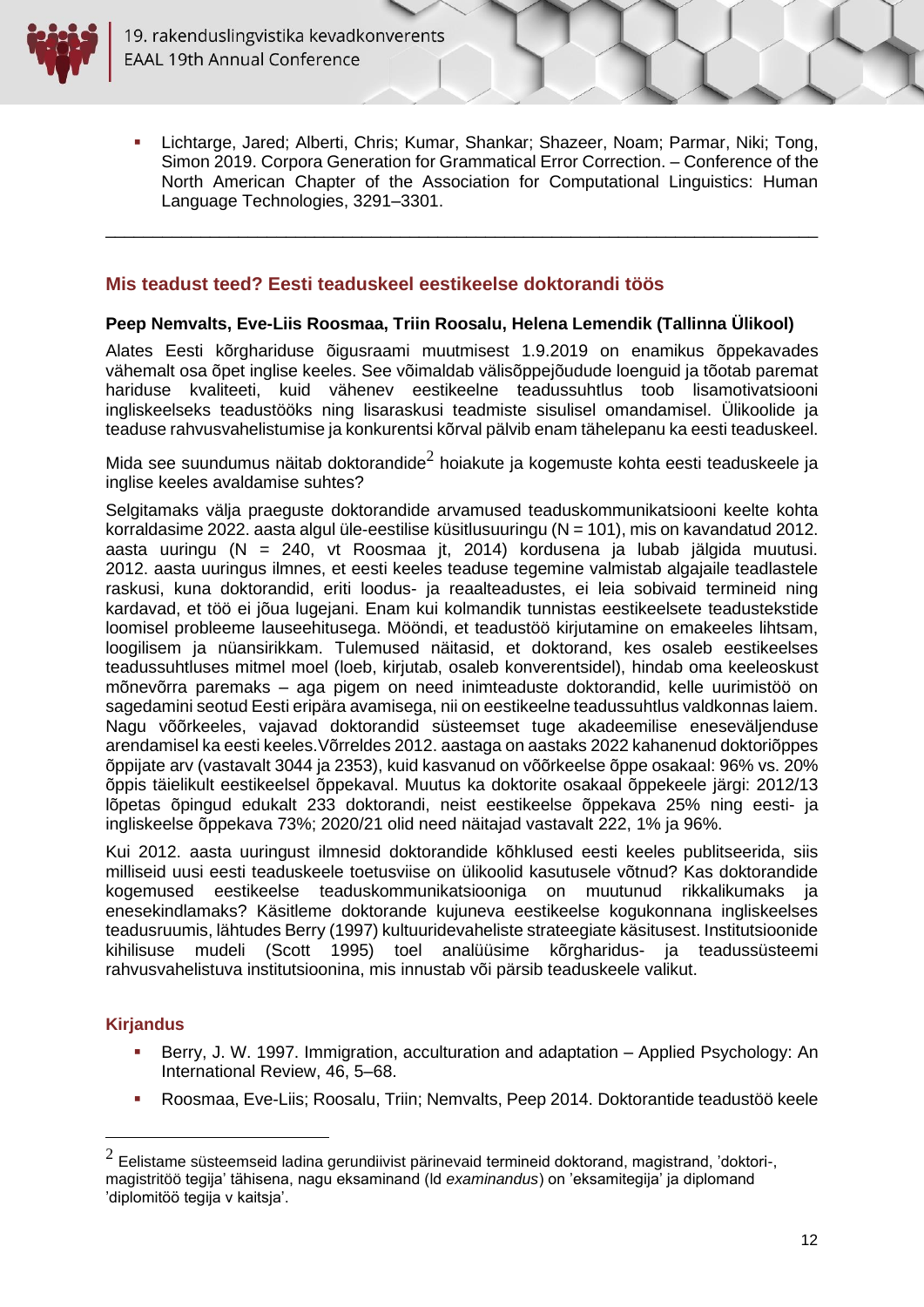- Lichtarge, Jared; Alberti, Chris; Kumar, Shankar; Shazeer, Noam; Parmar, Niki; Tong, Simon 2019. Corpora Generation for Grammatical Error Correction. – Conference of the North American Chapter of the Association for Computational Linguistics: Human Language Technologies, 3291–3301.

---

## Mis teadust teed? Eesti teaduskeel eestikeelse doktorandi töös

**Peep Nemvalts, Eve-Liis Roosmaa, Triin Roosalu, Helena Lemendik (Tallinna Ülikool)**

Alates Eesti kõrghariduse õigusraami muutmisest 1.9.2019 on enamikus õppekavades vähemalt osa õpet inglise keeles. See võimaldab välisõppejõudude loenguid ja tõotab paremat hariduse kvaliteeti, kuid vähenev eestikeelne teadussuhtlus toob lisamotivatsiooni ingliskeelseks teadustööks ning lisaraskusi teadmiste sisulisel omandamisel. Ülikoolide ja teaduse rahvusvahelistumise ja konkurentsi kõrval pälvib enam tähelepanu ka eesti teaduskeel.

Mida see suundumus näitab doktorandide[2] hoiakute ja kogemuste kohta eesti teaduskeele ja inglise keeles avaldamise suhtes?

Selgitamaks välja praeguste doktorandide arvamused teaduskommunikatsiooni keelte kohta korraldasime 2022. aasta algul üle-eestilise küsitlusuuringu (N = 101), mis on kavandatud 2012. aasta uuringu (N = 240, vt Roosmaa jt, 2014) kordusena ja lubab jälgida muutusi. 2012. aasta uuringus ilmnes, et eesti keeles teaduse tegemine valmistab algajaile teadlastele raskusi, kuna doktorandid, eriti loodus- ja reaalteadustes, ei leia sobivaid termineid ning kardavad, et töö ei jõua lugejani. Enam kui kolmandik tunnistas eestikeelsete teadustekstide loomisel probleeme lauseehitusega. Mööndi, et teadustöö kirjutamine on emakeeles lihtsam, loogilisem ja nüansirikkam. Tulemused näitasid, et doktorand, kes osaleb eestikeelses teadussuhtluses mitmel moel (loeb, kirjutab, osaleb konverentsidel), hindab oma keeleoskust mõnevõrra paremaks – aga pigem on need inimteaduste doktorandid, kelle uurimistöö on sagedamini seotud Eesti eripära avamisega, nii on eestikeelne teadussuhtlus valdkonnas laiem. Nagu võõrkeeles, vajavad doktorandid süsteemset tuge akadeemilise eneseväljenduse arendamisel ka eesti keeles.Võrreldes 2012. aastaga on aastaks 2022 kahanenud doktoriõppes õppijate arv (vastavalt 3044 ja 2353), kuid kasvanud on võõrkeelse õppe osakaal: 96% vs. 20% õppis täielikult eestikeelsel õppekaval. Muutus ka doktorite osakaal õppekeele järgi: 2012/13 lõpetas õpingud edukalt 233 doktorandi, neist eestikeelse õppekava 25% ning eesti- ja ingliskeelse õppekava 73%; 2020/21 olid need näitajad vastavalt 222, 1% ja 96%.

Kui 2012. aasta uuringust ilmnesid doktorandide kõhklused eesti keeles publitseerida, siis milliseid uusi eesti teaduskeele toetusviise on ülikoolid kasutusele võtnud? Kas doktorandide kogemused eestikeelse teaduskommunikatsiooniga on muutunud rikkalikumaks ja enesekindlamaks? Käsitleme doktorande kujuneva eestikeelse kogukonnana ingliskeelses teadusruumis, lähtudes Berry (1997) kultuuridevaheliste strateegiate käsitusest. Institutsioonide kihilisuse mudeli (Scott 1995) toel analüüsime kõrgharidus- ja teadussüsteemi rahvusvahelistuva institutsioonina, mis innustab või pärsib teaduskeele valikut.

### Kirjandus

- Berry, J. W. 1997. Immigration, acculturation and adaptation – Applied Psychology: An International Review, 46, 5–68.
- Roosmaa, Eve-Liis; Roosalu, Triin; Nemvalts, Peep 2014. Doktorantide teadustöö keele

---

[2] Eelistame süsteemseid ladina gerundiivist pärinevaid termineid doktorand, magistrand, 'doktori-, magistritöö tegija' tähisena, nagu eksaminand (ld *examinandus*) on 'eksamitegija' ja diplomand 'diplomitöö tegija v kaitsja'.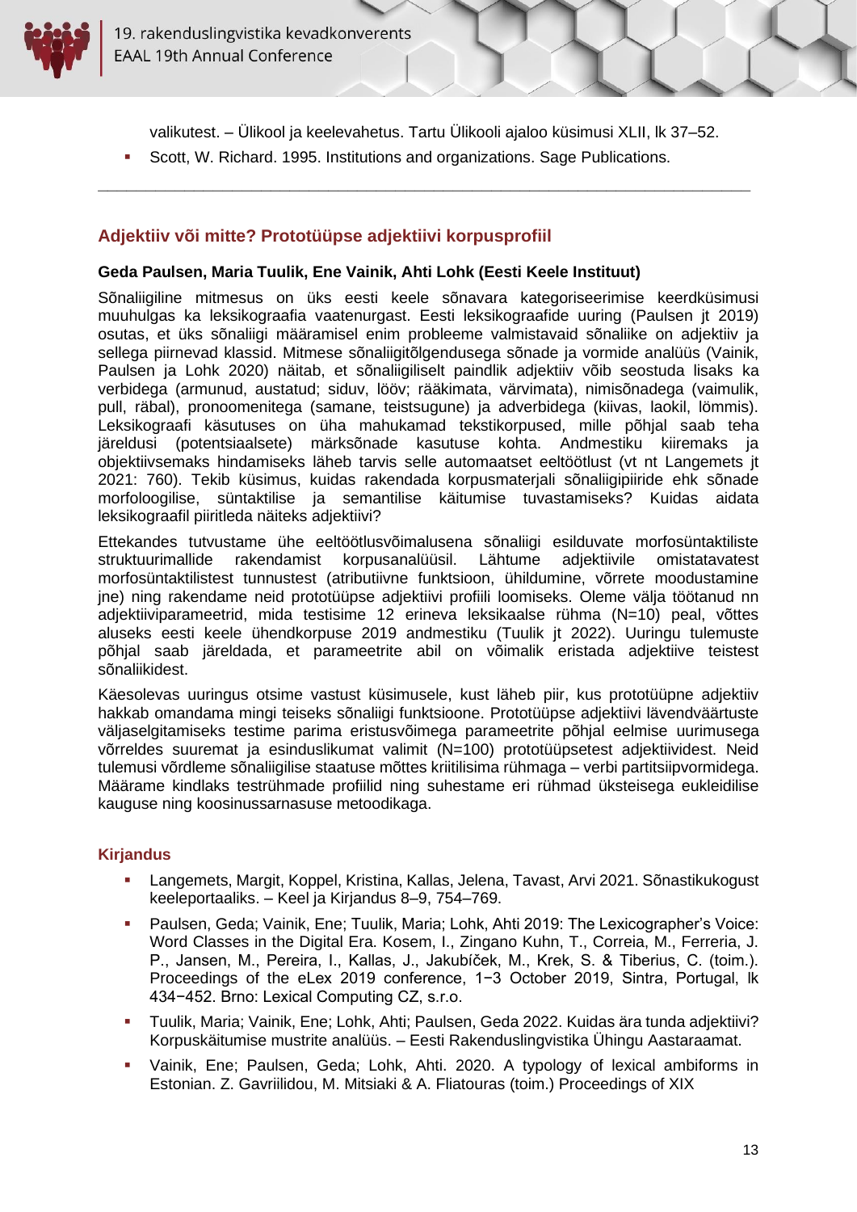valikutest. – Ülikool ja keelevahetus. Tartu Ülikooli ajaloo küsimusi XLII, lk 37–52.

- Scott, W. Richard. 1995. Institutions and organizations. Sage Publications.

---

## Adjektiiv või mitte? Prototüüpse adjektiivi korpusprofiil

**Geda Paulsen, Maria Tuulik, Ene Vainik, Ahti Lohk (Eesti Keele Instituut)**

Sõnaliigiline mitmesus on üks eesti keele sõnavara kategoriseerimise keerdküsimusi muuhulgas ka leksikograafia vaatenurgast. Eesti leksikograafide uuring (Paulsen jt 2019) osutas, et üks sõnaliigi määramisel enim probleeme valmistavaid sõnaliike on adjektiiv ja sellega piirnevad klassid. Mitmese sõnaliigitõlgendusega sõnade ja vormide analüüs (Vainik, Paulsen ja Lohk 2020) näitab, et sõnaliigiliselt paindlik adjektiiv võib seostuda lisaks ka verbidega (armunud, austatud; siduv, lööv; rääkimata, värvimata), nimisõnadega (vaimulik, pull, räbal), pronoomenitega (samane, teistsugune) ja adverbidega (kiivas, laokil, lömmis). Leksikograafi käsutuses on üha mahukamad tekstikorpused, mille põhjal saab teha järeldusi (potentsiaalsete) märksõnade kasutuse kohta. Andmestiku kiiremaks ja objektiivsemaks hindamiseks läheb tarvis selle automaatset eeltöötlust (vt nt Langemets jt 2021: 760). Tekib küsimus, kuidas rakendada korpusmaterjali sõnaliigipiiride ehk sõnade morfoloogilise, süntaktilise ja semantilise käitumise tuvastamiseks? Kuidas aidata leksikograafil piiritleda näiteks adjektiivi?

Ettekandes tutvustame ühe eeltöötlusvõimalusena sõnaliigi esilduvate morfosüntaktiliste struktuurimallide rakendamist korpusanalüüsil. Lähtume adjektiivile omistatavatest morfosüntaktilistest tunnustest (atributiivne funktsioon, ühildumine, võrrete moodustamine jne) ning rakendame neid prototüüpse adjektiivi profiili loomiseks. Oleme välja töötanud nn adjektiiviparameetrid, mida testisime 12 erineva leksikaalse rühma (N=10) peal, võttes aluseks eesti keele ühendkorpuse 2019 andmestiku (Tuulik jt 2022). Uuringu tulemuste põhjal saab järeldada, et parameetrite abil on võimalik eristada adjektiive teistest sõnaliikidest.

Käesolevas uuringus otsime vastust küsimusele, kust läheb piir, kus prototüüpne adjektiiv hakkab omandama mingi teiseks sõnaliigi funktsioone. Prototüüpse adjektiivi lävendväärtuste väljaselgitamiseks testime parima eristusvõimega parameetrite põhjal eelmise uurimusega võrreldes suuremat ja esinduslikumat valimit (N=100) prototüüpsetest adjektiividest. Neid tulemusi võrdleme sõnaliigilise staatuse mõttes kriitilisima rühmaga – verbi partitsiipvormidega. Määrame kindlaks testrühmade profiilid ning suhestame eri rühmad üksteisega eukleidilise kauguse ning koosinussarnasuse metoodikaga.

### Kirjandus

- Langemets, Margit, Koppel, Kristina, Kallas, Jelena, Tavast, Arvi 2021. Sõnastikukogust keeleportaaliks. – Keel ja Kirjandus 8–9, 754–769.
- Paulsen, Geda; Vainik, Ene; Tuulik, Maria; Lohk, Ahti 2019: The Lexicographer's Voice: Word Classes in the Digital Era. Kosem, I., Zingano Kuhn, T., Correia, M., Ferreria, J. P., Jansen, M., Pereira, I., Kallas, J., Jakubíček, M., Krek, S. & Tiberius, C. (toim.). Proceedings of the eLex 2019 conference, 1−3 October 2019, Sintra, Portugal, lk 434−452. Brno: Lexical Computing CZ, s.r.o.
- Tuulik, Maria; Vainik, Ene; Lohk, Ahti; Paulsen, Geda 2022. Kuidas ära tunda adjektiivi? Korpuskäitumise mustrite analüüs. – Eesti Rakenduslingvistika Ühingu Aastaraamat.
- Vainik, Ene; Paulsen, Geda; Lohk, Ahti. 2020. A typology of lexical ambiforms in Estonian. Z. Gavriilidou, M. Mitsiaki & A. Fliatouras (toim.) Proceedings of XIX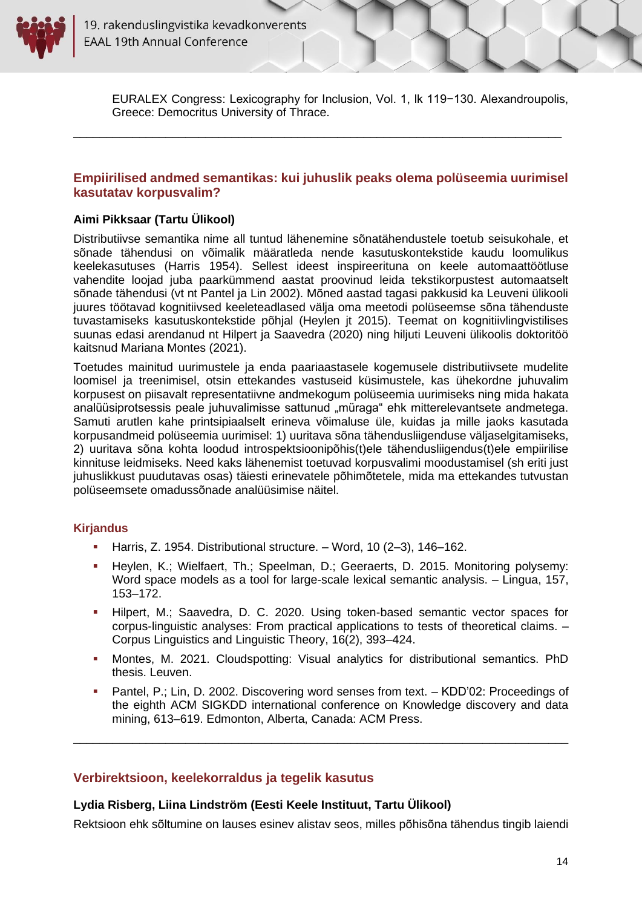EURALEX Congress: Lexicography for Inclusion, Vol. 1, lk 119−130. Alexandroupolis, Greece: Democritus University of Thrace.

---

## Empiirilised andmed semantikas: kui juhuslik peaks olema polüseemia uurimisel kasutatav korpusvalim?

**Aimi Pikksaar (Tartu Ülikool)**

Distributiivse semantika nime all tuntud lähenemine sõnatähendustele toetub seisukohale, et sõnade tähendusi on võimalik määratleda nende kasutuskontekstide kaudu loomulikus keelekasutuses (Harris 1954). Sellest ideest inspireerituna on keele automaattöötluse vahendite loojad juba paarkümmend aastat proovinud leida tekstikorpustest automaatselt sõnade tähendusi (vt nt Pantel ja Lin 2002). Mõned aastad tagasi pakkusid ka Leuveni ülikooli juures töötavad kognitiivsed keeleteadlased välja oma meetodi polüseemse sõna tähenduste tuvastamiseks kasutuskontekstide põhjal (Heylen jt 2015). Teemat on kognitiivlingvistilises suunas edasi arendanud nt Hilpert ja Saavedra (2020) ning hiljuti Leuveni ülikoolis doktoritöö kaitsnud Mariana Montes (2021).

Toetudes mainitud uurimustele ja enda paariaastasele kogemusele distributiivsete mudelite loomisel ja treenimisel, otsin ettekandes vastuseid küsimustele, kas ühekordne juhuvalim korpusest on piisavalt representatiivne andmekogum polüseemia uurimiseks ning mida hakata analüüsiprotsessis peale juhuvalimisse sattunud „müraga“ ehk mitterelevantsete andmetega. Samuti arutlen kahe printsipiaalselt erineva võimaluse üle, kuidas ja mille jaoks kasutada korpusandmeid polüseemia uurimisel: 1) uuritava sõna tähendusliigenduse väljaselgitamiseks, 2) uuritava sõna kohta loodud introspektsioonipõhis(t)ele tähendusliigendus(t)ele empiirilise kinnituse leidmiseks. Need kaks lähenemist toetuvad korpusvalimi moodustamisel (sh eriti just juhuslikkust puudutavas osas) täiesti erinevatele põhimõtetele, mida ma ettekandes tutvustan polüseemsete omadussõnade analüüsimise näitel.

### Kirjandus

- Harris, Z. 1954. Distributional structure. – Word, 10 (2–3), 146–162.
- Heylen, K.; Wielfaert, Th.; Speelman, D.; Geeraerts, D. 2015. Monitoring polysemy: Word space models as a tool for large-scale lexical semantic analysis. – Lingua, 157, 153–172.
- Hilpert, M.; Saavedra, D. C. 2020. Using token-based semantic vector spaces for corpus-linguistic analyses: From practical applications to tests of theoretical claims. – Corpus Linguistics and Linguistic Theory, 16(2), 393–424.
- Montes, M. 2021. Cloudspotting: Visual analytics for distributional semantics. PhD thesis. Leuven.
- Pantel, P.; Lin, D. 2002. Discovering word senses from text. – KDD'02: Proceedings of the eighth ACM SIGKDD international conference on Knowledge discovery and data mining, 613–619. Edmonton, Alberta, Canada: ACM Press.

---

## Verbirektsioon, keelekorraldus ja tegelik kasutus

**Lydia Risberg, Liina Lindström (Eesti Keele Instituut, Tartu Ülikool)**

Rektsioon ehk sõltumine on lauses esinev alistav seos, milles põhisõna tähendus tingib laiendi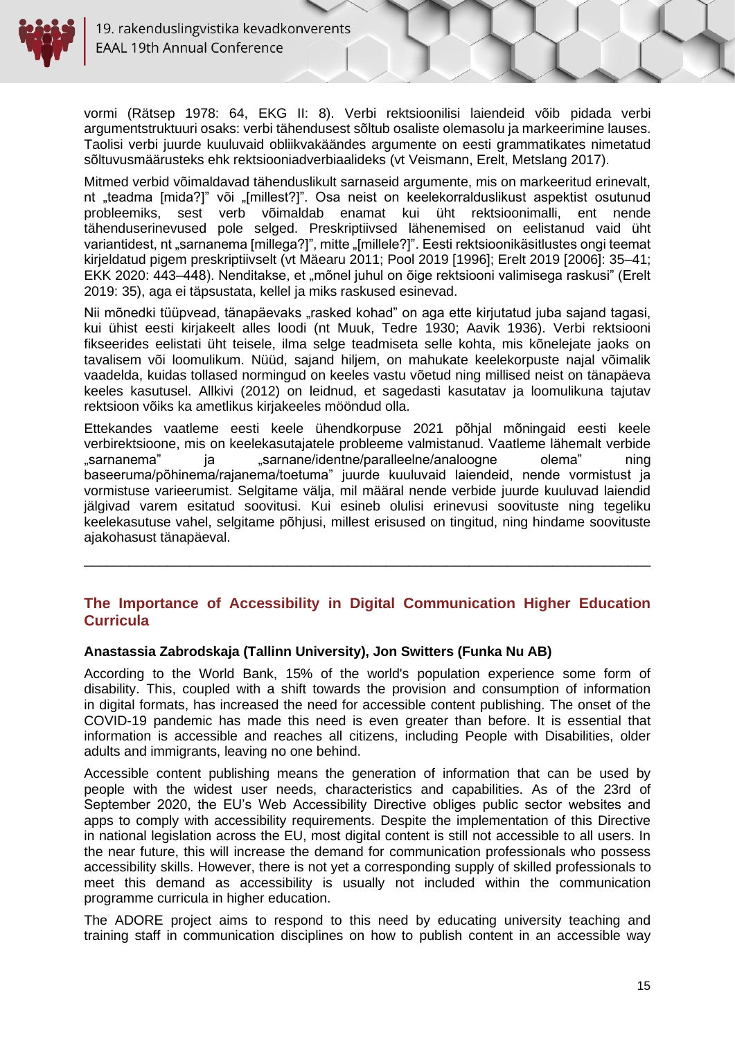vormi (Rätsep 1978: 64, EKG II: 8). Verbi rektsioonilisi laiendeid võib pidada verbi argumentstruktuuri osaks: verbi tähendusest sõltub osaliste olemasolu ja markeerimine lauses. Taolisi verbi juurde kuuluvaid obliikvakäändes argumente on eesti grammatikates nimetatud sõltuvusmäärusteks ehk rektsiooniadverbiaalideks (vt Veismann, Erelt, Metslang 2017).

Mitmed verbid võimaldavad tähenduslikult sarnaseid argumente, mis on markeeritud erinevalt, nt „teadma [mida?]" või „[millest?]". Osa neist on keelekorralduslikust aspektist osutunud probleemiks, sest verb võimaldab enamat kui üht rektsioonimalli, ent nende tähenduserinevused pole selged. Preskriptiivsed lähenemised on eelistanud vaid üht variantidest, nt „sarnanema [millega?]", mitte „[millele?]". Eesti rektsioonikäsitlustes ongi teemat kirjeldatud pigem preskriptiivselt (vt Mäearu 2011; Pool 2019 [1996]; Erelt 2019 [2006]: 35–41; EKK 2020: 443–448). Nenditakse, et „mõnel juhul on õige rektsiooni valimisega raskusi" (Erelt 2019: 35), aga ei täpsustata, kellel ja miks raskused esinevad.

Nii mõnedki tüüpvead, tänapäevaks „rasked kohad" on aga ette kirjutatud juba sajand tagasi, kui ühist eesti kirjakeelt alles loodi (nt Muuk, Tedre 1930; Aavik 1936). Verbi rektsiooni fikseerides eelistati üht teisele, ilma selge teadmiseta selle kohta, mis kõnelejate jaoks on tavalisem või loomulikum. Nüüd, sajand hiljem, on mahukate keelekorpuste najal võimalik vaadelda, kuidas tollased normingud on keeles vastu võetud ning millised neist on tänapäeva keeles kasutusel. Allkivi (2012) on leidnud, et sagedasti kasutatav ja loomulikuna tajutav rektsioon võiks ka ametlikus kirjakeeles mööndud olla.

Ettekandes vaatleme eesti keele ühendkorpuse 2021 põhjal mõningaid eesti keele verbirektsioone, mis on keelekasutajatele probleeme valmistanud. Vaatleme lähemalt verbide „sarnanema" ja „sarnane/identne/paralleelne/analoogne olema" ning baseeruma/põhinema/rajanema/toetuma" juurde kuuluvaid laiendeid, nende vormistust ja vormistuse varieerumist. Selgitame välja, mil määral nende verbide juurde kuuluvad laiendid jälgivad varem esitatud soovitusi. Kui esineb olulisi erinevusi soovituste ning tegeliku keelekasutuse vahel, selgitame põhjusi, millest erisused on tingitud, ning hindame soovituste ajakohasust tänapäeval.

---

## The Importance of Accessibility in Digital Communication Higher Education Curricula

**Anastassia Zabrodskaja (Tallinn University), Jon Switters (Funka Nu AB)**

According to the World Bank, 15% of the world's population experience some form of disability. This, coupled with a shift towards the provision and consumption of information in digital formats, has increased the need for accessible content publishing. The onset of the COVID-19 pandemic has made this need is even greater than before. It is essential that information is accessible and reaches all citizens, including People with Disabilities, older adults and immigrants, leaving no one behind.

Accessible content publishing means the generation of information that can be used by people with the widest user needs, characteristics and capabilities. As of the 23rd of September 2020, the EU's Web Accessibility Directive obliges public sector websites and apps to comply with accessibility requirements. Despite the implementation of this Directive in national legislation across the EU, most digital content is still not accessible to all users. In the near future, this will increase the demand for communication professionals who possess accessibility skills. However, there is not yet a corresponding supply of skilled professionals to meet this demand as accessibility is usually not included within the communication programme curricula in higher education.

The ADORE project aims to respond to this need by educating university teaching and training staff in communication disciplines on how to publish content in an accessible way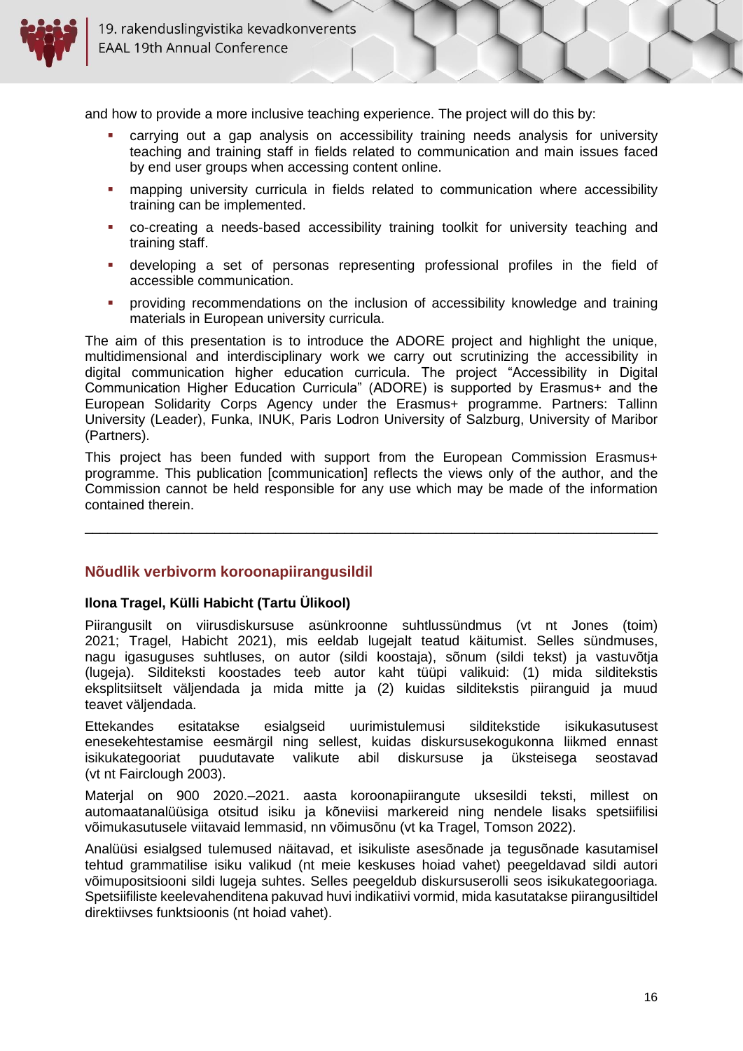and how to provide a more inclusive teaching experience. The project will do this by:

- carrying out a gap analysis on accessibility training needs analysis for university teaching and training staff in fields related to communication and main issues faced by end user groups when accessing content online.
- mapping university curricula in fields related to communication where accessibility training can be implemented.
- co-creating a needs-based accessibility training toolkit for university teaching and training staff.
- developing a set of personas representing professional profiles in the field of accessible communication.
- providing recommendations on the inclusion of accessibility knowledge and training materials in European university curricula.

The aim of this presentation is to introduce the ADORE project and highlight the unique, multidimensional and interdisciplinary work we carry out scrutinizing the accessibility in digital communication higher education curricula. The project "Accessibility in Digital Communication Higher Education Curricula" (ADORE) is supported by Erasmus+ and the European Solidarity Corps Agency under the Erasmus+ programme. Partners: Tallinn University (Leader), Funka, INUK, Paris Lodron University of Salzburg, University of Maribor (Partners).

This project has been funded with support from the European Commission Erasmus+ programme. This publication [communication] reflects the views only of the author, and the Commission cannot be held responsible for any use which may be made of the information contained therein.

---

## Nõudlik verbivorm koroonapiirangusildil

**Ilona Tragel, Külli Habicht (Tartu Ülikool)**

Piirangusilt on viirusdiskursuse asünkroonne suhtlussündmus (vt nt Jones (toim) 2021; Tragel, Habicht 2021), mis eeldab lugejalt teatud käitumist. Selles sündmuses, nagu igasuguses suhtluses, on autor (sildi koostaja), sõnum (sildi tekst) ja vastuvõtja (lugeja). Silditeksti koostades teeb autor kaht tüüpi valikuid: (1) mida silditekstis eksplitsiitselt väljendada ja mida mitte ja (2) kuidas silditekstis piiranguid ja muud teavet väljendada.

Ettekandes esitatakse esialgseid uurimistulemusi silditekstide isikukasutusest enesekehtestamise eesmärgil ning sellest, kuidas diskursusekogukonna liikmed ennast isikukategooriat puudutavate valikute abil diskursuse ja üksteisega seostavad (vt nt Fairclough 2003).

Materjal on 900 2020.–2021. aasta koroonapiirangute uksesildi teksti, millest on automaatanalüüsiga otsitud isiku ja kõneviisi markereid ning nendele lisaks spetsiifilisi võimukasutusele viitavaid lemmasid, nn võimusõnu (vt ka Tragel, Tomson 2022).

Analüüsi esialgsed tulemused näitavad, et isikuliste asesõnade ja tegusõnade kasutamisel tehtud grammatilise isiku valikud (nt meie keskuses hoiad vahet) peegeldavad sildi autori võimupositsiooni sildi lugeja suhtes. Selles peegeldub diskursuserolli seos isikukategooriaga. Spetsiifiliste keelevahenditena pakuvad huvi indikatiivi vormid, mida kasutatakse piirangusiltidel direktiivses funktsioonis (nt hoiad vahet).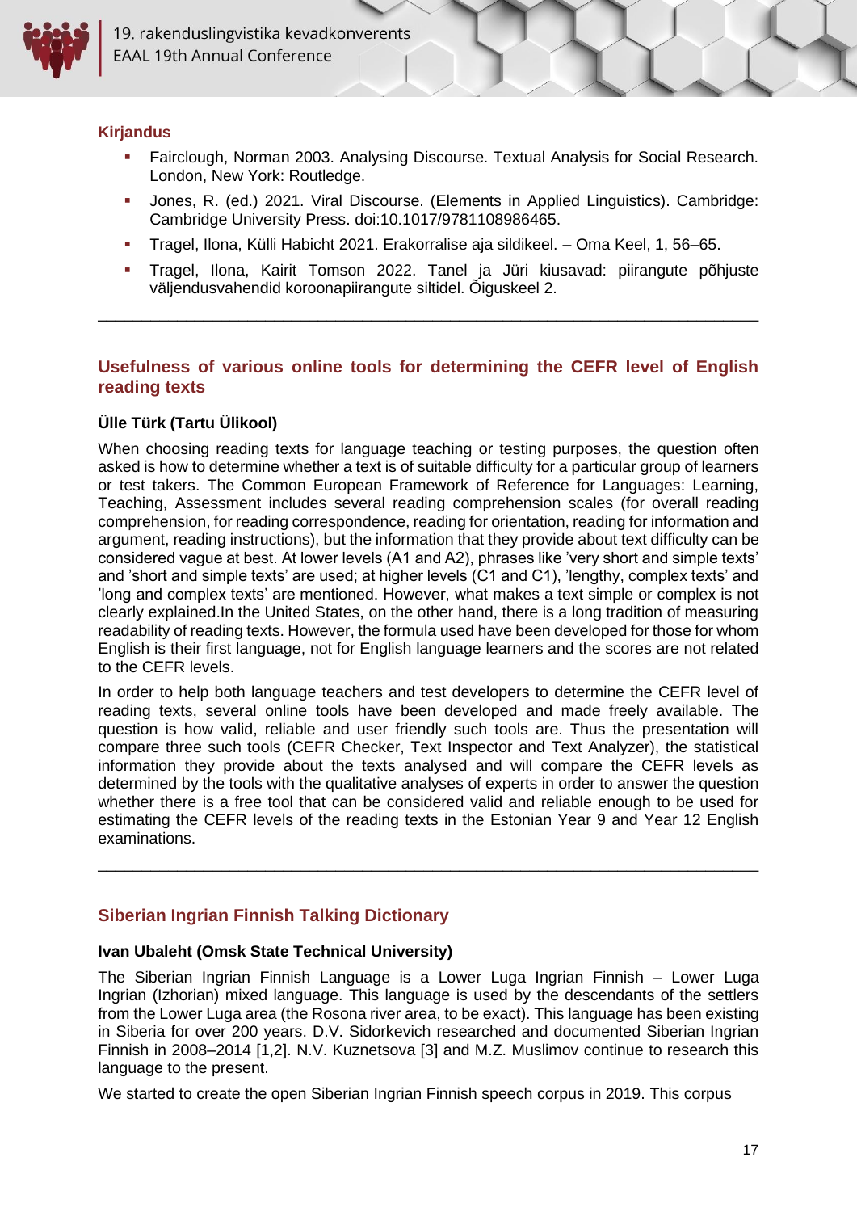### Kirjandus

- Fairclough, Norman 2003. Analysing Discourse. Textual Analysis for Social Research. London, New York: Routledge.
- Jones, R. (ed.) 2021. Viral Discourse. (Elements in Applied Linguistics). Cambridge: Cambridge University Press. doi:10.1017/9781108986465.
- Tragel, Ilona, Külli Habicht 2021. Erakorralise aja sildikeel. – Oma Keel, 1, 56–65.
- Tragel, Ilona, Kairit Tomson 2022. Tanel ja Jüri kiusavad: piirangute põhjuste väljendusvahendid koroonapiirangute siltidel. Õiguskeel 2.

---

## Usefulness of various online tools for determining the CEFR level of English reading texts

**Ülle Türk (Tartu Ülikool)**

When choosing reading texts for language teaching or testing purposes, the question often asked is how to determine whether a text is of suitable difficulty for a particular group of learners or test takers. The Common European Framework of Reference for Languages: Learning, Teaching, Assessment includes several reading comprehension scales (for overall reading comprehension, for reading correspondence, reading for orientation, reading for information and argument, reading instructions), but the information that they provide about text difficulty can be considered vague at best. At lower levels (A1 and A2), phrases like 'very short and simple texts' and 'short and simple texts' are used; at higher levels (C1 and C1), 'lengthy, complex texts' and 'long and complex texts' are mentioned. However, what makes a text simple or complex is not clearly explained.In the United States, on the other hand, there is a long tradition of measuring readability of reading texts. However, the formula used have been developed for those for whom English is their first language, not for English language learners and the scores are not related to the CEFR levels.

In order to help both language teachers and test developers to determine the CEFR level of reading texts, several online tools have been developed and made freely available. The question is how valid, reliable and user friendly such tools are. Thus the presentation will compare three such tools (CEFR Checker, Text Inspector and Text Analyzer), the statistical information they provide about the texts analysed and will compare the CEFR levels as determined by the tools with the qualitative analyses of experts in order to answer the question whether there is a free tool that can be considered valid and reliable enough to be used for estimating the CEFR levels of the reading texts in the Estonian Year 9 and Year 12 English examinations.

---

## Siberian Ingrian Finnish Talking Dictionary

**Ivan Ubaleht (Omsk State Technical University)**

The Siberian Ingrian Finnish Language is a Lower Luga Ingrian Finnish – Lower Luga Ingrian (Izhorian) mixed language. This language is used by the descendants of the settlers from the Lower Luga area (the Rosona river area, to be exact). This language has been existing in Siberia for over 200 years. D.V. Sidorkevich researched and documented Siberian Ingrian Finnish in 2008–2014 [1,2]. N.V. Kuznetsova [3] and M.Z. Muslimov continue to research this language to the present.

We started to create the open Siberian Ingrian Finnish speech corpus in 2019. This corpus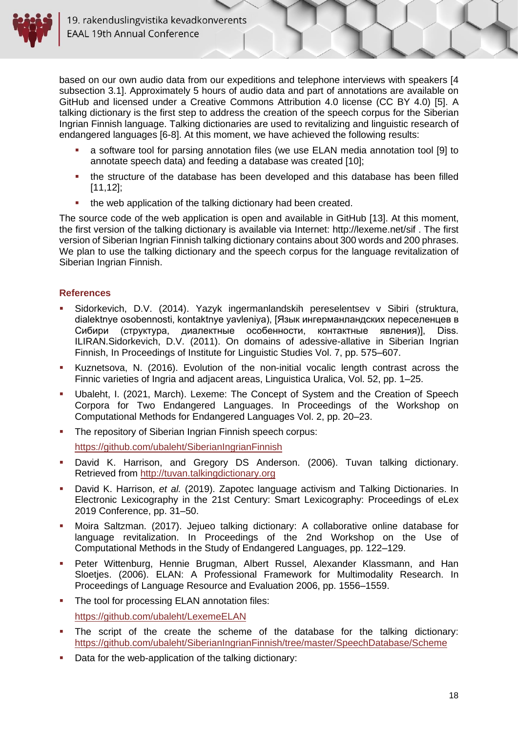based on our own audio data from our expeditions and telephone interviews with speakers [4 subsection 3.1]. Approximately 5 hours of audio data and part of annotations are available on GitHub and licensed under a Creative Commons Attribution 4.0 license (CC BY 4.0) [5]. A talking dictionary is the first step to address the creation of the speech corpus for the Siberian Ingrian Finnish language. Talking dictionaries are used to revitalizing and linguistic research of endangered languages [6-8]. At this moment, we have achieved the following results:

- a software tool for parsing annotation files (we use ELAN media annotation tool [9] to annotate speech data) and feeding a database was created [10];
- the structure of the database has been developed and this database has been filled [11,12];
- the web application of the talking dictionary had been created.

The source code of the web application is open and available in GitHub [13]. At this moment, the first version of the talking dictionary is available via Internet: http://lexeme.net/sif . The first version of Siberian Ingrian Finnish talking dictionary contains about 300 words and 200 phrases. We plan to use the talking dictionary and the speech corpus for the language revitalization of Siberian Ingrian Finnish.

## References

- Sidorkevich, D.V. (2014). Yazyk ingermanlandskih pereselentsev v Sibiri (struktura, dialektnye osobennosti, kontaktnye yavleniya), [Язык ингерманландских переселенцев в Сибири (структура, диалектные особенности, контактные явления)], Diss. ILIRAN.Sidorkevich, D.V. (2011). On domains of adessive-allative in Siberian Ingrian Finnish, In Proceedings of Institute for Linguistic Studies Vol. 7, pp. 575–607.
- Kuznetsova, N. (2016). Evolution of the non-initial vocalic length contrast across the Finnic varieties of Ingria and adjacent areas, Linguistica Uralica, Vol. 52, pp. 1–25.
- Ubaleht, I. (2021, March). Lexeme: The Concept of System and the Creation of Speech Corpora for Two Endangered Languages. In Proceedings of the Workshop on Computational Methods for Endangered Languages Vol. 2, pp. 20–23.
- The repository of Siberian Ingrian Finnish speech corpus:

  https://github.com/ubaleht/SiberianIngrianFinnish
- David K. Harrison, and Gregory DS Anderson. (2006). Tuvan talking dictionary. Retrieved from http://tuvan.talkingdictionary.org
- David K. Harrison, *et al.* (2019). Zapotec language activism and Talking Dictionaries. In Electronic Lexicography in the 21st Century: Smart Lexicography: Proceedings of eLex 2019 Conference, pp. 31–50.
- Moira Saltzman. (2017). Jejueo talking dictionary: A collaborative online database for language revitalization. In Proceedings of the 2nd Workshop on the Use of Computational Methods in the Study of Endangered Languages, pp. 122–129.
- Peter Wittenburg, Hennie Brugman, Albert Russel, Alexander Klassmann, and Han Sloetjes. (2006). ELAN: A Professional Framework for Multimodality Research. In Proceedings of Language Resource and Evaluation 2006, pp. 1556–1559.
- The tool for processing ELAN annotation files:

  https://github.com/ubaleht/LexemeELAN
- The script of the create the scheme of the database for the talking dictionary: https://github.com/ubaleht/SiberianIngrianFinnish/tree/master/SpeechDatabase/Scheme
- Data for the web-application of the talking dictionary: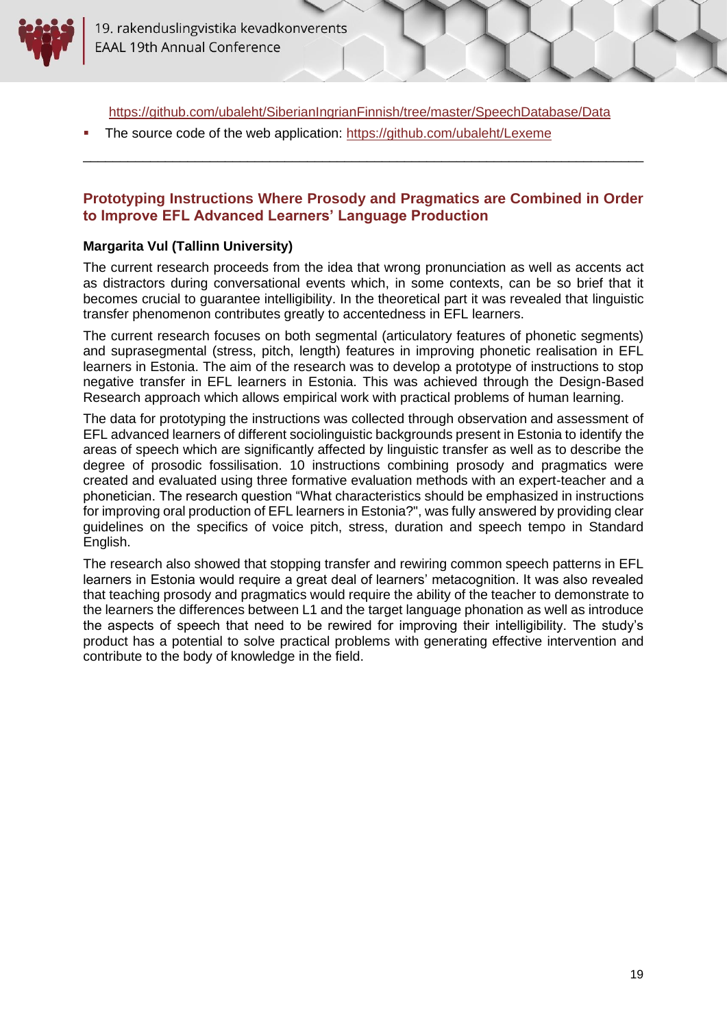https://github.com/ubaleht/SiberianIngrianFinnish/tree/master/SpeechDatabase/Data

- The source code of the web application: https://github.com/ubaleht/Lexeme

---

## Prototyping Instructions Where Prosody and Pragmatics are Combined in Order to Improve EFL Advanced Learners' Language Production

**Margarita Vul (Tallinn University)**

The current research proceeds from the idea that wrong pronunciation as well as accents act as distractors during conversational events which, in some contexts, can be so brief that it becomes crucial to guarantee intelligibility. In the theoretical part it was revealed that linguistic transfer phenomenon contributes greatly to accentedness in EFL learners.

The current research focuses on both segmental (articulatory features of phonetic segments) and suprasegmental (stress, pitch, length) features in improving phonetic realisation in EFL learners in Estonia. The aim of the research was to develop a prototype of instructions to stop negative transfer in EFL learners in Estonia. This was achieved through the Design-Based Research approach which allows empirical work with practical problems of human learning.

The data for prototyping the instructions was collected through observation and assessment of EFL advanced learners of different sociolinguistic backgrounds present in Estonia to identify the areas of speech which are significantly affected by linguistic transfer as well as to describe the degree of prosodic fossilisation. 10 instructions combining prosody and pragmatics were created and evaluated using three formative evaluation methods with an expert-teacher and a phonetician. The research question "What characteristics should be emphasized in instructions for improving oral production of EFL learners in Estonia?", was fully answered by providing clear guidelines on the specifics of voice pitch, stress, duration and speech tempo in Standard English.

The research also showed that stopping transfer and rewiring common speech patterns in EFL learners in Estonia would require a great deal of learners' metacognition. It was also revealed that teaching prosody and pragmatics would require the ability of the teacher to demonstrate to the learners the differences between L1 and the target language phonation as well as introduce the aspects of speech that need to be rewired for improving their intelligibility. The study's product has a potential to solve practical problems with generating effective intervention and contribute to the body of knowledge in the field.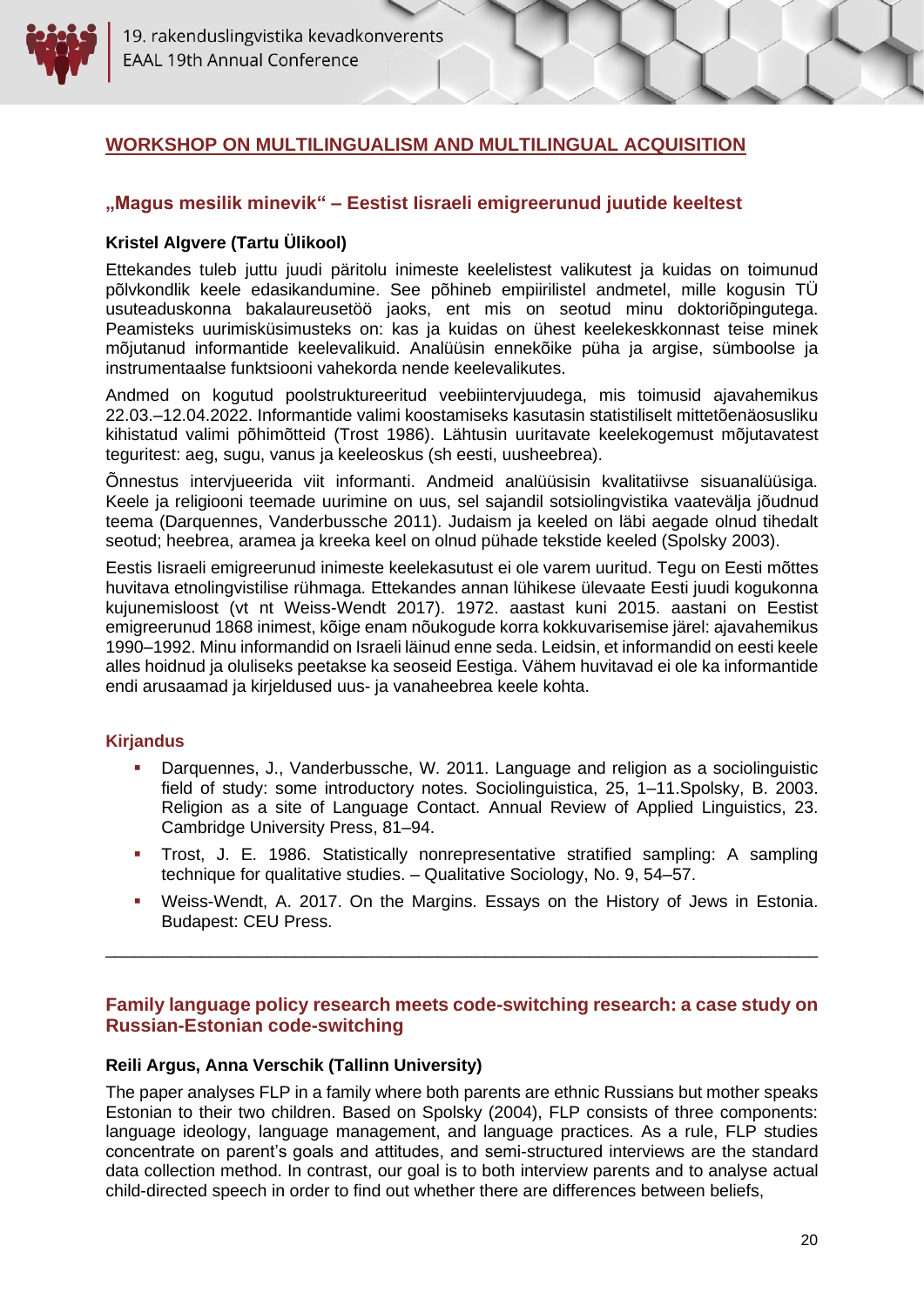## WORKSHOP ON MULTILINGUALISM AND MULTILINGUAL ACQUISITION

### „Magus mesilik minevik" – Eestist Iisraeli emigreerunud juutide keeltest

**Kristel Algvere (Tartu Ülikool)**

Ettekandes tuleb juttu juudi päritolu inimeste keelelistest valikutest ja kuidas on toimunud põlvkondlik keele edasikandumine. See põhineb empiirilistel andmetel, mille kogusin TÜ usuteaduskonna bakalaureusetöö jaoks, ent mis on seotud minu doktoriõpingutega. Peamisteks uurimisküsimusteks on: kas ja kuidas on ühest keelekeskkonnast teise minek mõjutanud informantide keelevalikuid. Analüüsin ennekõike püha ja argise, sümboolse ja instrumentaalse funktsiooni vahekorda nende keelevalikutes.

Andmed on kogutud poolstruktureeritud veebiintervjuudega, mis toimusid ajavahemikus 22.03.–12.04.2022. Informantide valimi koostamiseks kasutasin statistiliselt mittetõenäosusliku kihistatud valimi põhimõtteid (Trost 1986). Lähtusin uuritavate keelekogemust mõjutavatest teguritest: aeg, sugu, vanus ja keeleoskus (sh eesti, uusheebrea).

Õnnestus intervjueerida viit informanti. Andmeid analüüsisin kvalitatiivse sisuanalüüsiga. Keele ja religiooni teemade uurimine on uus, sel sajandil sotsiolingvistika vaatevälja jõudnud teema (Darquennes, Vanderbussche 2011). Judaism ja keeled on läbi aegade olnud tihedalt seotud; heebrea, aramea ja kreeka keel on olnud pühade tekstide keeled (Spolsky 2003).

Eestis Iisraeli emigreerunud inimeste keelekasutust ei ole varem uuritud. Tegu on Eesti mõttes huvitava etnolingvistilise rühmaga. Ettekandes annan lühikese ülevaate Eesti juudi kogukonna kujunemisloost (vt nt Weiss-Wendt 2017). 1972. aastast kuni 2015. aastani on Eestist emigreerunud 1868 inimest, kõige enam nõukogude korra kokkuvarisemise järel: ajavahemikus 1990–1992. Minu informandid on Iisraeli läinud enne seda. Leidsin, et informandid on eesti keele alles hoidnud ja oluliseks peetakse ka seoseid Eestiga. Vähem huvitavad ei ole ka informantide endi arusaamad ja kirjeldused uus- ja vanaheebrea keele kohta.

#### Kirjandus

- Darquennes, J., Vanderbussche, W. 2011. Language and religion as a sociolinguistic field of study: some introductory notes. Sociolinguistica, 25, 1–11.Spolsky, B. 2003. Religion as a site of Language Contact. Annual Review of Applied Linguistics, 23. Cambridge University Press, 81–94.
- Trost, J. E. 1986. Statistically nonrepresentative stratified sampling: A sampling technique for qualitative studies. – Qualitative Sociology, No. 9, 54–57.
- Weiss-Wendt, A. 2017. On the Margins. Essays on the History of Jews in Estonia. Budapest: CEU Press.

---

### Family language policy research meets code-switching research: a case study on Russian-Estonian code-switching

**Reili Argus, Anna Verschik (Tallinn University)**

The paper analyses FLP in a family where both parents are ethnic Russians but mother speaks Estonian to their two children. Based on Spolsky (2004), FLP consists of three components: language ideology, language management, and language practices. As a rule, FLP studies concentrate on parent's goals and attitudes, and semi-structured interviews are the standard data collection method. In contrast, our goal is to both interview parents and to analyse actual child-directed speech in order to find out whether there are differences between beliefs,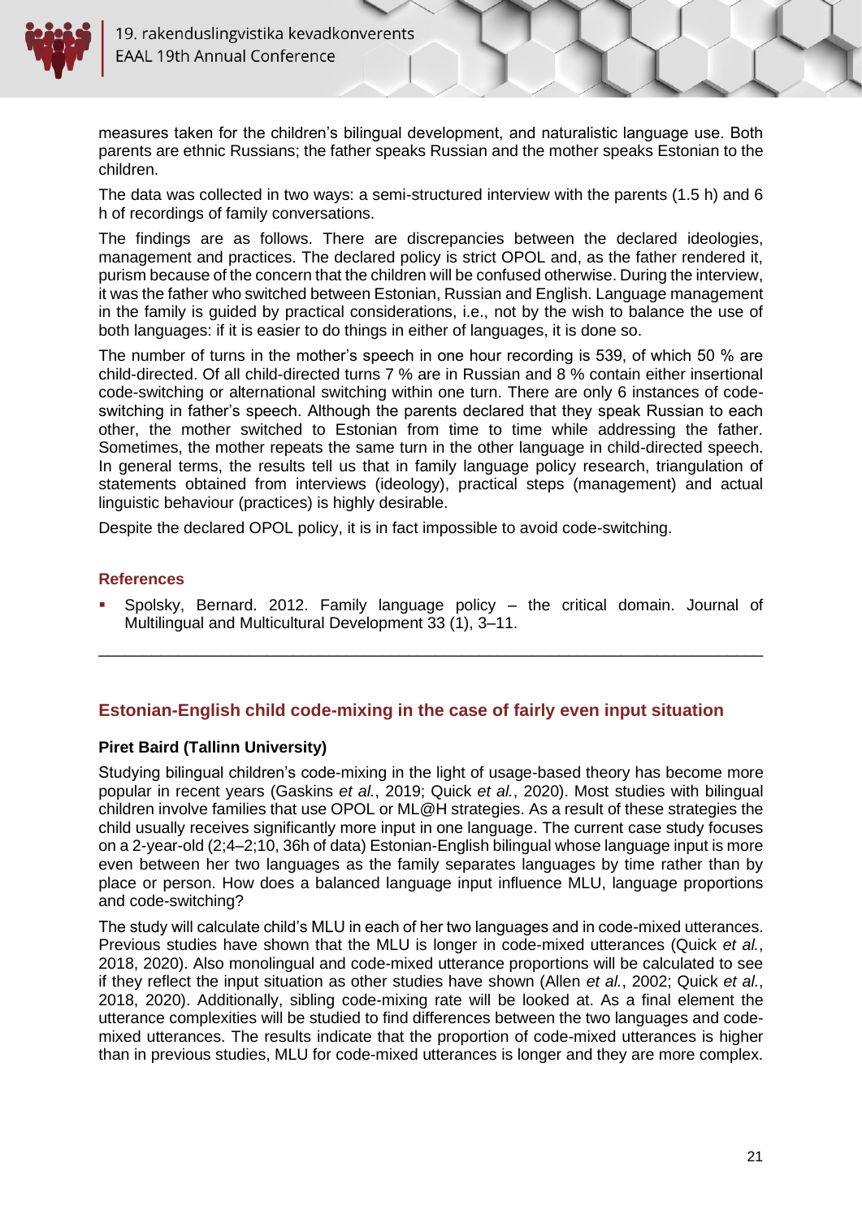measures taken for the children's bilingual development, and naturalistic language use. Both parents are ethnic Russians; the father speaks Russian and the mother speaks Estonian to the children.

The data was collected in two ways: a semi-structured interview with the parents (1.5 h) and 6 h of recordings of family conversations.

The findings are as follows. There are discrepancies between the declared ideologies, management and practices. The declared policy is strict OPOL and, as the father rendered it, purism because of the concern that the children will be confused otherwise. During the interview, it was the father who switched between Estonian, Russian and English. Language management in the family is guided by practical considerations, i.e., not by the wish to balance the use of both languages: if it is easier to do things in either of languages, it is done so.

The number of turns in the mother's speech in one hour recording is 539, of which 50 % are child-directed. Of all child-directed turns 7 % are in Russian and 8 % contain either insertional code-switching or alternational switching within one turn. There are only 6 instances of code-switching in father's speech. Although the parents declared that they speak Russian to each other, the mother switched to Estonian from time to time while addressing the father. Sometimes, the mother repeats the same turn in the other language in child-directed speech. In general terms, the results tell us that in family language policy research, triangulation of statements obtained from interviews (ideology), practical steps (management) and actual linguistic behaviour (practices) is highly desirable.

Despite the declared OPOL policy, it is in fact impossible to avoid code-switching.

### References

- Spolsky, Bernard. 2012. Family language policy – the critical domain. Journal of Multilingual and Multicultural Development 33 (1), 3–11.

---

## Estonian-English child code-mixing in the case of fairly even input situation

**Piret Baird (Tallinn University)**

Studying bilingual children's code-mixing in the light of usage-based theory has become more popular in recent years (Gaskins *et al.*, 2019; Quick *et al.*, 2020). Most studies with bilingual children involve families that use OPOL or ML@H strategies. As a result of these strategies the child usually receives significantly more input in one language. The current case study focuses on a 2-year-old (2;4–2;10, 36h of data) Estonian-English bilingual whose language input is more even between her two languages as the family separates languages by time rather than by place or person. How does a balanced language input influence MLU, language proportions and code-switching?

The study will calculate child's MLU in each of her two languages and in code-mixed utterances. Previous studies have shown that the MLU is longer in code-mixed utterances (Quick *et al.*, 2018, 2020). Also monolingual and code-mixed utterance proportions will be calculated to see if they reflect the input situation as other studies have shown (Allen *et al.*, 2002; Quick *et al.*, 2018, 2020). Additionally, sibling code-mixing rate will be looked at. As a final element the utterance complexities will be studied to find differences between the two languages and code-mixed utterances. The results indicate that the proportion of code-mixed utterances is higher than in previous studies, MLU for code-mixed utterances is longer and they are more complex.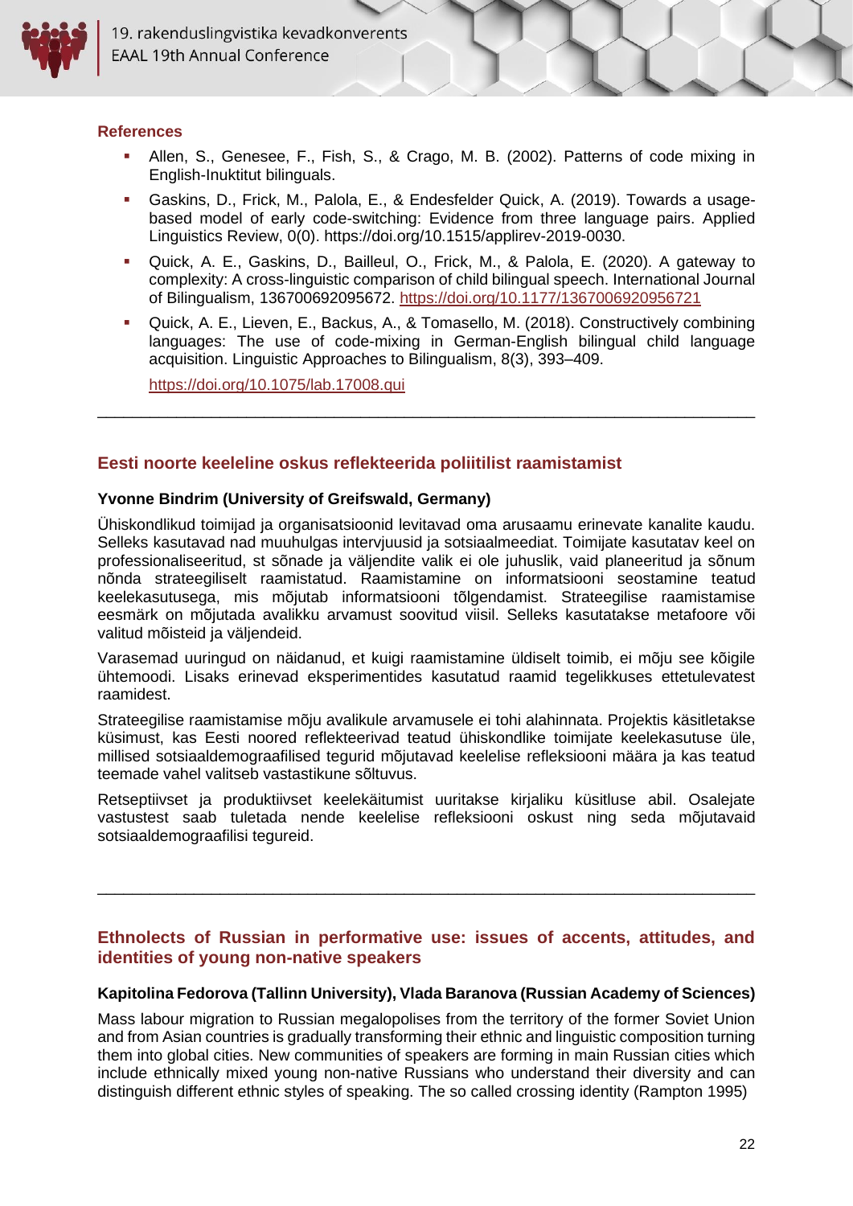### References

- Allen, S., Genesee, F., Fish, S., & Crago, M. B. (2002). Patterns of code mixing in English-Inuktitut bilinguals.
- Gaskins, D., Frick, M., Palola, E., & Endesfelder Quick, A. (2019). Towards a usage-based model of early code-switching: Evidence from three language pairs. Applied Linguistics Review, 0(0). https://doi.org/10.1515/applirev-2019-0030.
- Quick, A. E., Gaskins, D., Bailleul, O., Frick, M., & Palola, E. (2020). A gateway to complexity: A cross-linguistic comparison of child bilingual speech. International Journal of Bilingualism, 136700692095672. https://doi.org/10.1177/1367006920956721
- Quick, A. E., Lieven, E., Backus, A., & Tomasello, M. (2018). Constructively combining languages: The use of code-mixing in German-English bilingual child language acquisition. Linguistic Approaches to Bilingualism, 8(3), 393–409.

  https://doi.org/10.1075/lab.17008.qui

---

## Eesti noorte keeleline oskus reflekteerida poliitilist raamistamist

**Yvonne Bindrim (University of Greifswald, Germany)**

Ühiskondlikud toimijad ja organisatsioonid levitavad oma arusaamu erinevate kanalite kaudu. Selleks kasutavad nad muuhulgas intervjuusid ja sotsiaalmeediat. Toimijate kasutatav keel on professionaliseeritud, st sõnade ja väljendite valik ei ole juhuslik, vaid planeeritud ja sõnum nõnda strateegiliselt raamistatud. Raamistamine on informatsiooni seostamine teatud keelekasutusega, mis mõjutab informatsiooni tõlgendamist. Strateegilise raamistamise eesmärk on mõjutada avalikku arvamust soovitud viisil. Selleks kasutatakse metafoore või valitud mõisteid ja väljendeid.

Varasemad uuringud on näidanud, et kuigi raamistamine üldiselt toimib, ei mõju see kõigile ühtemoodi. Lisaks erinevad eksperimentides kasutatud raamid tegelikkuses ettetulevatest raamidest.

Strateegilise raamistamise mõju avalikule arvamusele ei tohi alahinnata. Projektis käsitletakse küsimust, kas Eesti noored reflekteerivad teatud ühiskondlike toimijate keelekasutuse üle, millised sotsiaaldemograafilised tegurid mõjutavad keelelise refleksiooni määra ja kas teatud teemade vahel valitseb vastastikune sõltuvus.

Retseptiivset ja produktiivset keelekäitumist uuritakse kirjaliku küsitluse abil. Osalejate vastustest saab tuletada nende keelelise refleksiooni oskust ning seda mõjutavaid sotsiaaldemograafilisi tegureid.

---

## Ethnolects of Russian in performative use: issues of accents, attitudes, and identities of young non-native speakers

**Kapitolina Fedorova (Tallinn University), Vlada Baranova (Russian Academy of Sciences)**

Mass labour migration to Russian megalopolises from the territory of the former Soviet Union and from Asian countries is gradually transforming their ethnic and linguistic composition turning them into global cities. New communities of speakers are forming in main Russian cities which include ethnically mixed young non-native Russians who understand their diversity and can distinguish different ethnic styles of speaking. The so called crossing identity (Rampton 1995)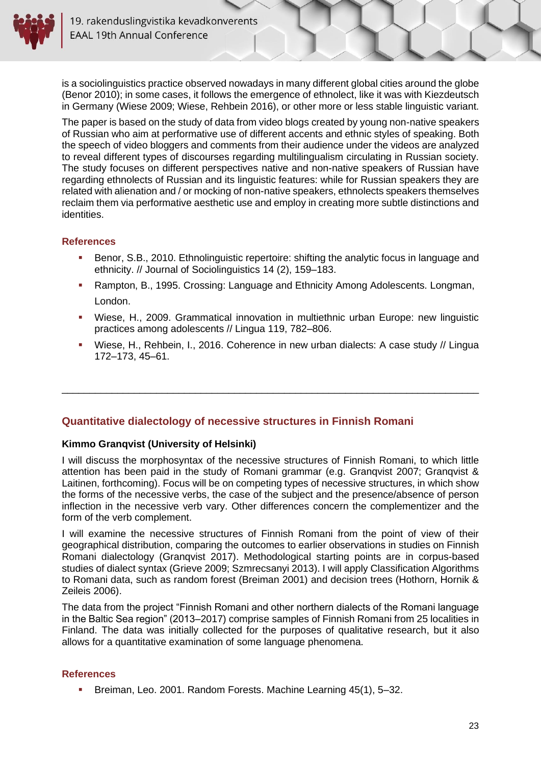is a sociolinguistics practice observed nowadays in many different global cities around the globe (Benor 2010); in some cases, it follows the emergence of ethnolect, like it was with Kiezdeutsch in Germany (Wiese 2009; Wiese, Rehbein 2016), or other more or less stable linguistic variant.

The paper is based on the study of data from video blogs created by young non-native speakers of Russian who aim at performative use of different accents and ethnic styles of speaking. Both the speech of video bloggers and comments from their audience under the videos are analyzed to reveal different types of discourses regarding multilingualism circulating in Russian society. The study focuses on different perspectives native and non-native speakers of Russian have regarding ethnolects of Russian and its linguistic features: while for Russian speakers they are related with alienation and / or mocking of non-native speakers, ethnolects speakers themselves reclaim them via performative aesthetic use and employ in creating more subtle distinctions and identities.

### References

- Benor, S.B., 2010. Ethnolinguistic repertoire: shifting the analytic focus in language and ethnicity. // Journal of Sociolinguistics 14 (2), 159–183.
- Rampton, B., 1995. Crossing: Language and Ethnicity Among Adolescents. Longman, London.
- Wiese, H., 2009. Grammatical innovation in multiethnic urban Europe: new linguistic practices among adolescents // Lingua 119, 782–806.
- Wiese, H., Rehbein, I., 2016. Coherence in new urban dialects: A case study // Lingua 172–173, 45–61.

---

## Quantitative dialectology of necessive structures in Finnish Romani

**Kimmo Granqvist (University of Helsinki)**

I will discuss the morphosyntax of the necessive structures of Finnish Romani, to which little attention has been paid in the study of Romani grammar (e.g. Granqvist 2007; Granqvist & Laitinen, forthcoming). Focus will be on competing types of necessive structures, in which show the forms of the necessive verbs, the case of the subject and the presence/absence of person inflection in the necessive verb vary. Other differences concern the complementizer and the form of the verb complement.

I will examine the necessive structures of Finnish Romani from the point of view of their geographical distribution, comparing the outcomes to earlier observations in studies on Finnish Romani dialectology (Granqvist 2017). Methodological starting points are in corpus-based studies of dialect syntax (Grieve 2009; Szmrecsanyi 2013). I will apply Classification Algorithms to Romani data, such as random forest (Breiman 2001) and decision trees (Hothorn, Hornik & Zeileis 2006).

The data from the project "Finnish Romani and other northern dialects of the Romani language in the Baltic Sea region" (2013–2017) comprise samples of Finnish Romani from 25 localities in Finland. The data was initially collected for the purposes of qualitative research, but it also allows for a quantitative examination of some language phenomena.

### References

- Breiman, Leo. 2001. Random Forests. Machine Learning 45(1), 5–32.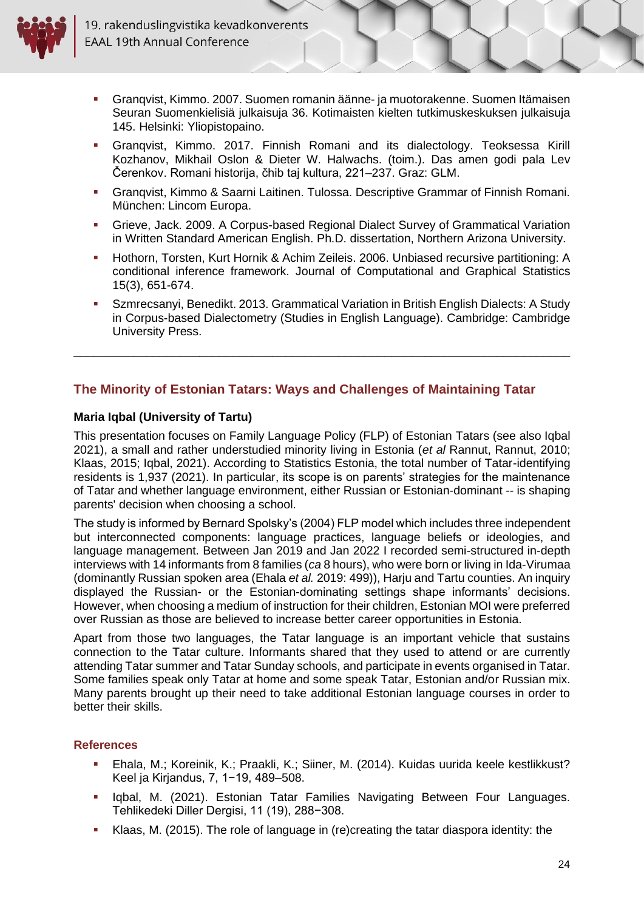- Granqvist, Kimmo. 2007. Suomen romanin äänne- ja muotorakenne. Suomen Itämaisen Seuran Suomenkielisiä julkaisuja 36. Kotimaisten kielten tutkimuskeskuksen julkaisuja 145. Helsinki: Yliopistopaino.
- Granqvist, Kimmo. 2017. Finnish Romani and its dialectology. Teoksessa Kirill Kozhanov, Mikhail Oslon & Dieter W. Halwachs. (toim.). Das amen godi pala Lev Čerenkov. Romani historija, čhib taj kultura, 221–237. Graz: GLM.
- Granqvist, Kimmo & Saarni Laitinen. Tulossa. Descriptive Grammar of Finnish Romani. München: Lincom Europa.
- Grieve, Jack. 2009. A Corpus-based Regional Dialect Survey of Grammatical Variation in Written Standard American English. Ph.D. dissertation, Northern Arizona University.
- Hothorn, Torsten, Kurt Hornik & Achim Zeileis. 2006. Unbiased recursive partitioning: A conditional inference framework. Journal of Computational and Graphical Statistics 15(3), 651-674.
- Szmrecsanyi, Benedikt. 2013. Grammatical Variation in British English Dialects: A Study in Corpus-based Dialectometry (Studies in English Language). Cambridge: Cambridge University Press.

---

## The Minority of Estonian Tatars: Ways and Challenges of Maintaining Tatar

**Maria Iqbal (University of Tartu)**

This presentation focuses on Family Language Policy (FLP) of Estonian Tatars (see also Iqbal 2021), a small and rather understudied minority living in Estonia (*et al* Rannut, Rannut, 2010; Klaas, 2015; Iqbal, 2021). According to Statistics Estonia, the total number of Tatar-identifying residents is 1,937 (2021). In particular, its scope is on parents' strategies for the maintenance of Tatar and whether language environment, either Russian or Estonian-dominant -- is shaping parents' decision when choosing a school.

The study is informed by Bernard Spolsky's (2004) FLP model which includes three independent but interconnected components: language practices, language beliefs or ideologies, and language management. Between Jan 2019 and Jan 2022 I recorded semi-structured in-depth interviews with 14 informants from 8 families (*ca* 8 hours), who were born or living in Ida-Virumaa (dominantly Russian spoken area (Ehala *et al.* 2019: 499)), Harju and Tartu counties. An inquiry displayed the Russian- or the Estonian-dominating settings shape informants' decisions. However, when choosing a medium of instruction for their children, Estonian MOI were preferred over Russian as those are believed to increase better career opportunities in Estonia.

Apart from those two languages, the Tatar language is an important vehicle that sustains connection to the Tatar culture. Informants shared that they used to attend or are currently attending Tatar summer and Tatar Sunday schools, and participate in events organised in Tatar. Some families speak only Tatar at home and some speak Tatar, Estonian and/or Russian mix. Many parents brought up their need to take additional Estonian language courses in order to better their skills.

### References

- Ehala, M.; Koreinik, K.; Praakli, K.; Siiner, M. (2014). Kuidas uurida keele kestlikkust? Keel ja Kirjandus, 7, 1−19, 489–508.
- Iqbal, M. (2021). Estonian Tatar Families Navigating Between Four Languages. Tehlikedeki Diller Dergisi, 11 (19), 288−308.
- Klaas, M. (2015). The role of language in (re)creating the tatar diaspora identity: the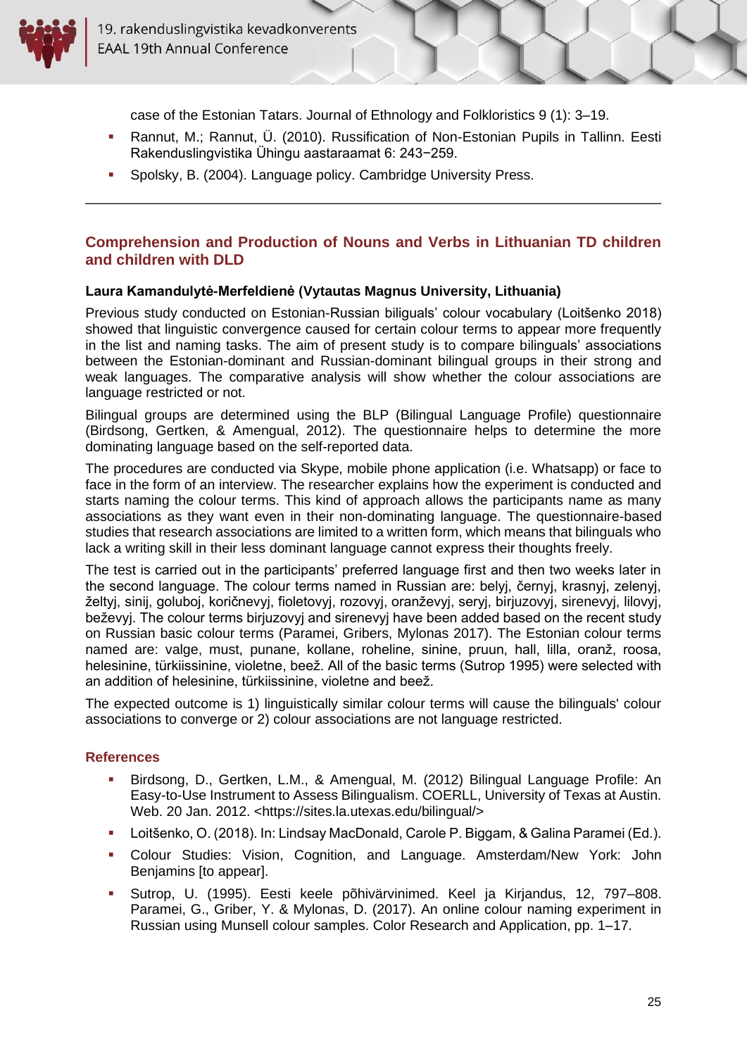case of the Estonian Tatars. Journal of Ethnology and Folkloristics 9 (1): 3–19.

- Rannut, M.; Rannut, Ü. (2010). Russification of Non-Estonian Pupils in Tallinn. Eesti Rakenduslingvistika Ühingu aastaraamat 6: 243−259.
- Spolsky, B. (2004). Language policy. Cambridge University Press.

---

## Comprehension and Production of Nouns and Verbs in Lithuanian TD children and children with DLD

**Laura Kamandulytė-Merfeldienė (Vytautas Magnus University, Lithuania)**

Previous study conducted on Estonian-Russian biliguals' colour vocabulary (Loitšenko 2018) showed that linguistic convergence caused for certain colour terms to appear more frequently in the list and naming tasks. The aim of present study is to compare bilinguals' associations between the Estonian-dominant and Russian-dominant bilingual groups in their strong and weak languages. The comparative analysis will show whether the colour associations are language restricted or not.

Bilingual groups are determined using the BLP (Bilingual Language Profile) questionnaire (Birdsong, Gertken, & Amengual, 2012). The questionnaire helps to determine the more dominating language based on the self-reported data.

The procedures are conducted via Skype, mobile phone application (i.e. Whatsapp) or face to face in the form of an interview. The researcher explains how the experiment is conducted and starts naming the colour terms. This kind of approach allows the participants name as many associations as they want even in their non-dominating language. The questionnaire-based studies that research associations are limited to a written form, which means that bilinguals who lack a writing skill in their less dominant language cannot express their thoughts freely.

The test is carried out in the participants' preferred language first and then two weeks later in the second language. The colour terms named in Russian are: belyj, černyj, krasnyj, zelenyj, želtyj, sinij, goluboj, koričnevyj, fioletovyj, rozovyj, oranževyj, seryj, birjuzovyj, sirenevyj, lilovyj, beževyj. The colour terms birjuzovyj and sirenevyj have been added based on the recent study on Russian basic colour terms (Paramei, Gribers, Mylonas 2017). The Estonian colour terms named are: valge, must, punane, kollane, roheline, sinine, pruun, hall, lilla, oranž, roosa, helesinine, türkiissinine, violetne, beež. All of the basic terms (Sutrop 1995) were selected with an addition of helesinine, türkiissinine, violetne and beež.

The expected outcome is 1) linguistically similar colour terms will cause the bilinguals' colour associations to converge or 2) colour associations are not language restricted.

### References

- Birdsong, D., Gertken, L.M., & Amengual, M. (2012) Bilingual Language Profile: An Easy-to-Use Instrument to Assess Bilingualism. COERLL, University of Texas at Austin. Web. 20 Jan. 2012. <https://sites.la.utexas.edu/bilingual/>
- Loitšenko, O. (2018). In: Lindsay MacDonald, Carole P. Biggam, & Galina Paramei (Ed.).
- Colour Studies: Vision, Cognition, and Language. Amsterdam/New York: John Benjamins [to appear].
- Sutrop, U. (1995). Eesti keele põhivärvinimed. Keel ja Kirjandus, 12, 797–808. Paramei, G., Griber, Y. & Mylonas, D. (2017). An online colour naming experiment in Russian using Munsell colour samples. Color Research and Application, pp. 1–17.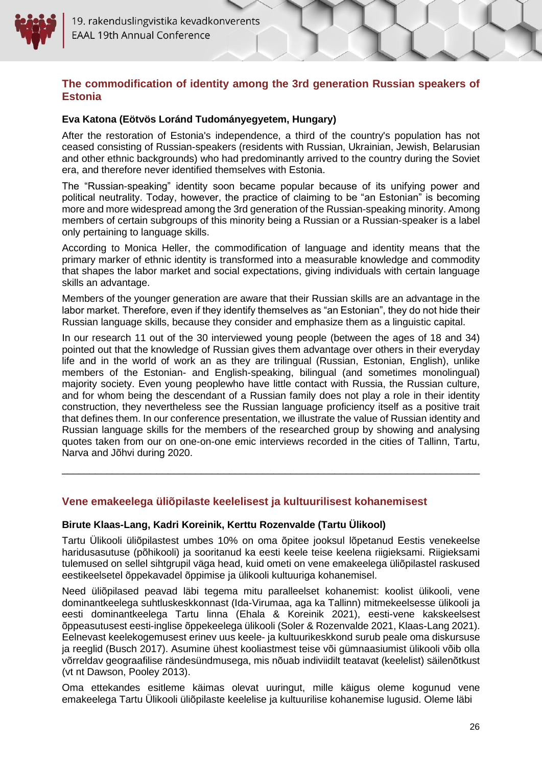## The commodification of identity among the 3rd generation Russian speakers of Estonia

**Eva Katona (Eötvös Loránd Tudományegyetem, Hungary)**

After the restoration of Estonia's independence, a third of the country's population has not ceased consisting of Russian-speakers (residents with Russian, Ukrainian, Jewish, Belarusian and other ethnic backgrounds) who had predominantly arrived to the country during the Soviet era, and therefore never identified themselves with Estonia.

The "Russian-speaking" identity soon became popular because of its unifying power and political neutrality. Today, however, the practice of claiming to be "an Estonian" is becoming more and more widespread among the 3rd generation of the Russian-speaking minority. Among members of certain subgroups of this minority being a Russian or a Russian-speaker is a label only pertaining to language skills.

According to Monica Heller, the commodification of language and identity means that the primary marker of ethnic identity is transformed into a measurable knowledge and commodity that shapes the labor market and social expectations, giving individuals with certain language skills an advantage.

Members of the younger generation are aware that their Russian skills are an advantage in the labor market. Therefore, even if they identify themselves as "an Estonian", they do not hide their Russian language skills, because they consider and emphasize them as a linguistic capital.

In our research 11 out of the 30 interviewed young people (between the ages of 18 and 34) pointed out that the knowledge of Russian gives them advantage over others in their everyday life and in the world of work an as they are trilingual (Russian, Estonian, English), unlike members of the Estonian- and English-speaking, bilingual (and sometimes monolingual) majority society. Even young peoplewho have little contact with Russia, the Russian culture, and for whom being the descendant of a Russian family does not play a role in their identity construction, they nevertheless see the Russian language proficiency itself as a positive trait that defines them. In our conference presentation, we illustrate the value of Russian identity and Russian language skills for the members of the researched group by showing and analysing quotes taken from our on one-on-one emic interviews recorded in the cities of Tallinn, Tartu, Narva and Jõhvi during 2020.

---

## Vene emakeelega üliõpilaste keelelisest ja kultuurilisest kohanemisest

**Birute Klaas-Lang, Kadri Koreinik, Kerttu Rozenvalde (Tartu Ülikool)**

Tartu Ülikooli üliõpilastest umbes 10% on oma õpitee jooksul lõpetanud Eestis venekeelse haridusasutuse (põhikooli) ja sooritanud ka eesti keele teise keelena riigieksami. Riigieksami tulemused on sellel sihtgrupil väga head, kuid ometi on vene emakeelega üliõpilastel raskused eestikeelsetel õppekavadel õppimise ja ülikooli kultuuriga kohanemisel.

Need üliõpilased peavad läbi tegema mitu paralleelset kohanemist: koolist ülikooli, vene dominantkeelega suhtluskeskkonnast (Ida-Virumaa, aga ka Tallinn) mitmekeelsesse ülikooli ja eesti dominantkeelega Tartu linna (Ehala & Koreinik 2021), eesti-vene kakskeelsest õppeasutusest eesti-inglise õppekeelega ülikooli (Soler & Rozenvalde 2021, Klaas-Lang 2021). Eelnevast keelekogemusest erinev uus keele- ja kultuurikeskkond surub peale oma diskursuse ja reeglid (Busch 2017). Asumine ühest kooliastmest teise või gümnaasiumist ülikooli võib olla võrreldav geograafilise rändesündmusega, mis nõuab indiviidilt teatavat (keelelist) säilenõtkust (vt nt Dawson, Pooley 2013).

Oma ettekandes esitleme käimas olevat uuringut, mille käigus oleme kogunud vene emakeelega Tartu Ülikooli üliõpilaste keelelise ja kultuurilise kohanemise lugusid. Oleme läbi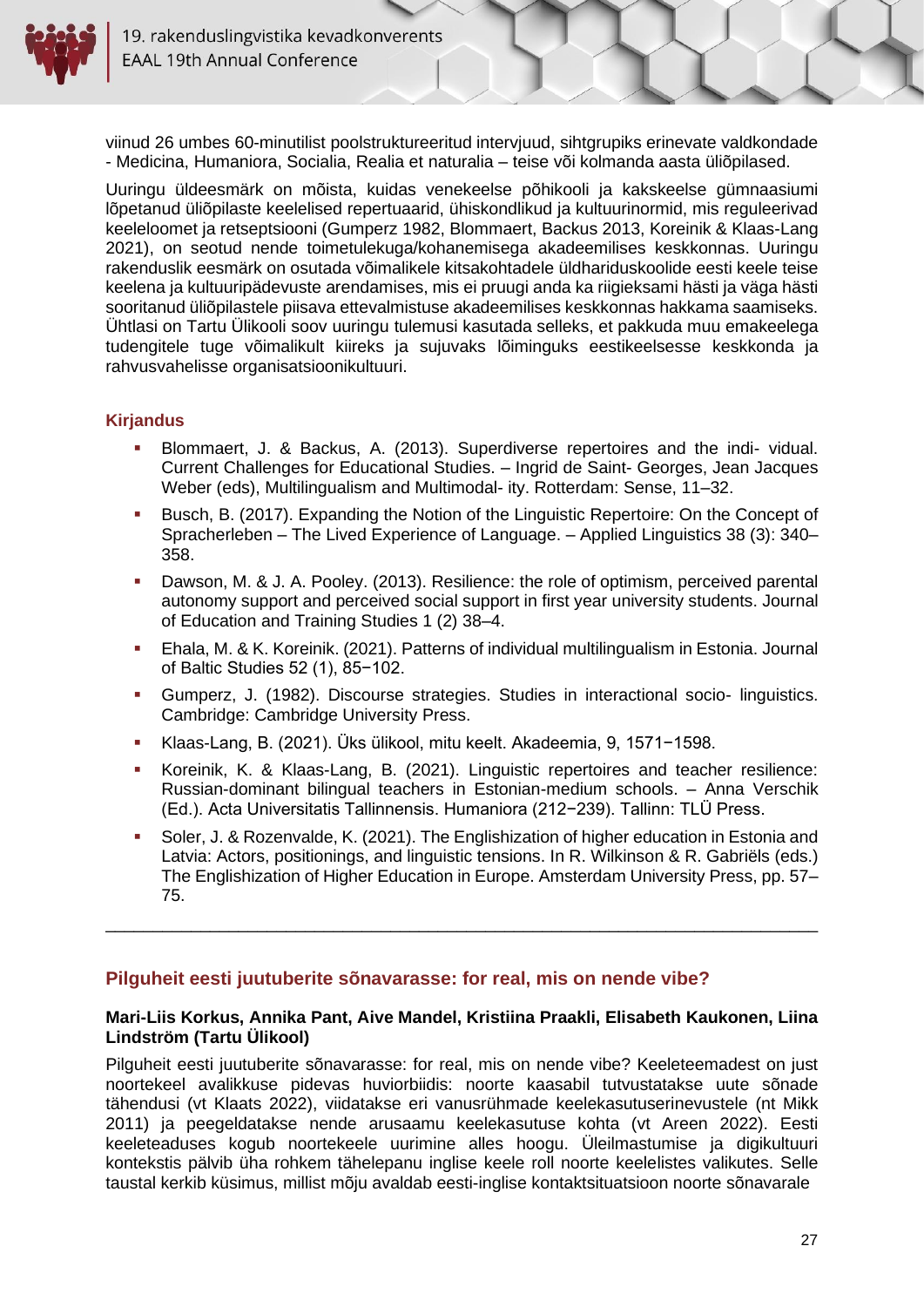viinud 26 umbes 60-minutilist poolstruktureeritud intervjuud, sihtgrupiks erinevate valdkondade - Medicina, Humaniora, Socialia, Realia et naturalia – teise või kolmanda aasta üliõpilased.

Uuringu üldeesmärk on mõista, kuidas venekeelse põhikooli ja kakskeelse gümnaasiumi lõpetanud üliõpilaste keelelised repertuaarid, ühiskondlikud ja kultuurinormid, mis reguleerivad keeleloomet ja retseptsiooni (Gumperz 1982, Blommaert, Backus 2013, Koreinik & Klaas-Lang 2021), on seotud nende toimetulekuga/kohanemisega akadeemilises keskkonnas. Uuringu rakenduslik eesmärk on osutada võimalikele kitsakohtadele üldhariduskoolide eesti keele teise keelena ja kultuuripädevuste arendamises, mis ei pruugi anda ka riigieksami hästi ja väga hästi sooritanud üliõpilastele piisava ettevalmistuse akadeemilises keskkonnas hakkama saamiseks. Ühtlasi on Tartu Ülikooli soov uuringu tulemusi kasutada selleks, et pakkuda muu emakeelega tudengitele tuge võimalikult kiireks ja sujuvaks lõiminguks eestikeelsesse keskkonda ja rahvusvahelisse organisatsioonikultuuri.

### Kirjandus

- Blommaert, J. & Backus, A. (2013). Superdiverse repertoires and the indi- vidual. Current Challenges for Educational Studies. – Ingrid de Saint- Georges, Jean Jacques Weber (eds), Multilingualism and Multimodal- ity. Rotterdam: Sense, 11–32.
- Busch, B. (2017). Expanding the Notion of the Linguistic Repertoire: On the Concept of Spracherleben – The Lived Experience of Language. – Applied Linguistics 38 (3): 340–358.
- Dawson, M. & J. A. Pooley. (2013). Resilience: the role of optimism, perceived parental autonomy support and perceived social support in first year university students. Journal of Education and Training Studies 1 (2) 38–4.
- Ehala, M. & K. Koreinik. (2021). Patterns of individual multilingualism in Estonia. Journal of Baltic Studies 52 (1), 85−102.
- Gumperz, J. (1982). Discourse strategies. Studies in interactional socio- linguistics. Cambridge: Cambridge University Press.
- Klaas-Lang, B. (2021). Üks ülikool, mitu keelt. Akadeemia, 9, 1571−1598.
- Koreinik, K. & Klaas-Lang, B. (2021). Linguistic repertoires and teacher resilience: Russian-dominant bilingual teachers in Estonian-medium schools. – Anna Verschik (Ed.). Acta Universitatis Tallinnensis. Humaniora (212−239). Tallinn: TLÜ Press.
- Soler, J. & Rozenvalde, K. (2021). The Englishization of higher education in Estonia and Latvia: Actors, positionings, and linguistic tensions. In R. Wilkinson & R. Gabriëls (eds.) The Englishization of Higher Education in Europe. Amsterdam University Press, pp. 57–75.

---

## Pilguheit eesti juutuberite sõnavarasse: for real, mis on nende vibe?

**Mari-Liis Korkus, Annika Pant, Aive Mandel, Kristiina Praakli, Elisabeth Kaukonen, Liina Lindström (Tartu Ülikool)**

Pilguheit eesti juutuberite sõnavarasse: for real, mis on nende vibe? Keeleteemadest on just noortekeel avalikkuse pidevas huviorbiidis: noorte kaasabil tutvustatakse uute sõnade tähendusi (vt Klaats 2022), viidatakse eri vanusrühmade keelekasutuserinevustele (nt Mikk 2011) ja peegeldatakse nende arusaamu keelekasutuse kohta (vt Areen 2022). Eesti keeleteaduses kogub noortekeele uurimine alles hoogu. Üleilmastumise ja digikultuuri kontekstis pälvib üha rohkem tähelepanu inglise keele roll noorte keelelistes valikutes. Selle taustal kerkib küsimus, millist mõju avaldab eesti-inglise kontaktsituatsioon noorte sõnavarale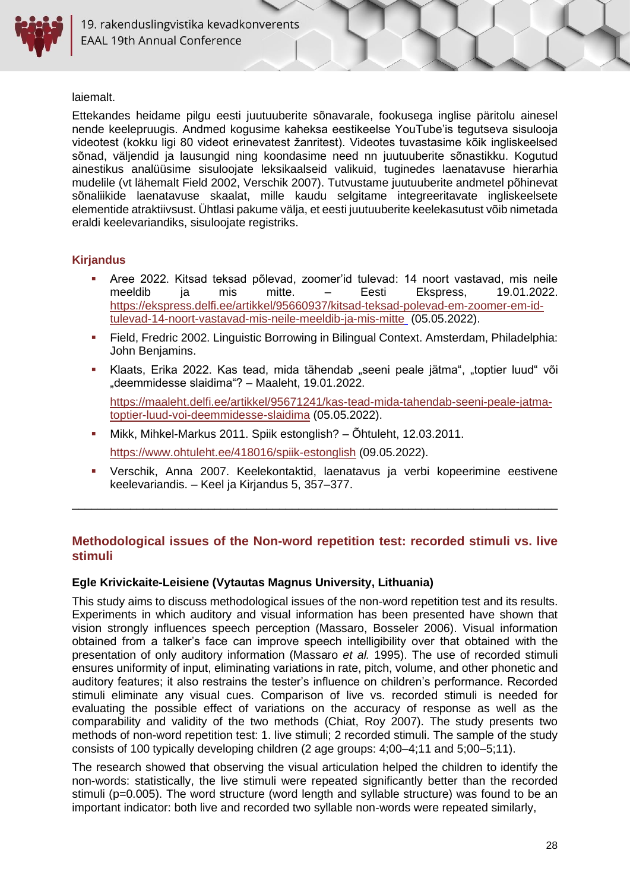laiemalt.

Ettekandes heidame pilgu eesti juutuuberite sõnavarale, fookusega inglise päritolu ainesel nende keelepruugis. Andmed kogusime kaheksa eestikeelse YouTube'is tegutseva sisulooja videotest (kokku ligi 80 videot erinevatest žanritest). Videotes tuvastasime kõik ingliskeelsed sõnad, väljendid ja lausungid ning koondasime need nn juutuuberite sõnastikku. Kogutud ainestikus analüüsime sisuloojate leksikaalseid valikuid, tuginedes laenatavuse hierarhia mudelile (vt lähemalt Field 2002, Verschik 2007). Tutvustame juutuuberite andmetel põhinevat sõnaliikide laenatavuse skaalat, mille kaudu selgitame integreeritavate ingliskeelsete elementide atraktiivsust. Ühtlasi pakume välja, et eesti juutuuberite keelekasutust võib nimetada eraldi keelevariandiks, sisuloojate registriks.

### Kirjandus

- Aree 2022. Kitsad teksad põlevad, zoomer'id tulevad: 14 noort vastavad, mis neile meeldib ja mis mitte. – Eesti Ekspress, 19.01.2022. https://ekspress.delfi.ee/artikkel/95660937/kitsad-teksad-polevad-em-zoomer-em-id-tulevad-14-noort-vastavad-mis-neile-meeldib-ja-mis-mitte (05.05.2022).
- Field, Fredric 2002. Linguistic Borrowing in Bilingual Context. Amsterdam, Philadelphia: John Benjamins.
- Klaats, Erika 2022. Kas tead, mida tähendab „seeni peale jätma", „toptier luud" või „deemmidesse slaidima"? – Maaleht, 19.01.2022.

  https://maaleht.delfi.ee/artikkel/95671241/kas-tead-mida-tahendab-seeni-peale-jatma-toptier-luud-voi-deemmidesse-slaidima (05.05.2022).
- Mikk, Mihkel-Markus 2011. Spiik estonglish? – Õhtuleht, 12.03.2011.

  https://www.ohtuleht.ee/418016/spiik-estonglish (09.05.2022).
- Verschik, Anna 2007. Keelekontaktid, laenatavus ja verbi kopeerimine eestivene keelevariandis. – Keel ja Kirjandus 5, 357–377.

---

## Methodological issues of the Non-word repetition test: recorded stimuli vs. live stimuli

**Egle Krivickaite-Leisiene (Vytautas Magnus University, Lithuania)**

This study aims to discuss methodological issues of the non-word repetition test and its results. Experiments in which auditory and visual information has been presented have shown that vision strongly influences speech perception (Massaro, Bosseler 2006). Visual information obtained from a talker's face can improve speech intelligibility over that obtained with the presentation of only auditory information (Massaro *et al.* 1995). The use of recorded stimuli ensures uniformity of input, eliminating variations in rate, pitch, volume, and other phonetic and auditory features; it also restrains the tester's influence on children's performance. Recorded stimuli eliminate any visual cues. Comparison of live vs. recorded stimuli is needed for evaluating the possible effect of variations on the accuracy of response as well as the comparability and validity of the two methods (Chiat, Roy 2007). The study presents two methods of non-word repetition test: 1. live stimuli; 2 recorded stimuli. The sample of the study consists of 100 typically developing children (2 age groups: 4;00–4;11 and 5;00–5;11).

The research showed that observing the visual articulation helped the children to identify the non-words: statistically, the live stimuli were repeated significantly better than the recorded stimuli ($p=0.005$). The word structure (word length and syllable structure) was found to be an important indicator: both live and recorded two syllable non-words were repeated similarly,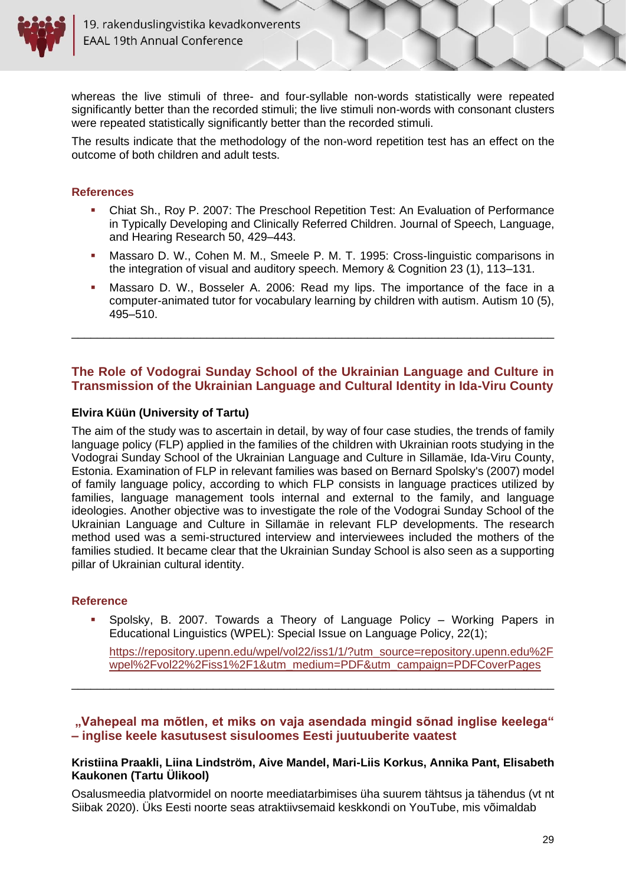whereas the live stimuli of three- and four-syllable non-words statistically were repeated significantly better than the recorded stimuli; the live stimuli non-words with consonant clusters were repeated statistically significantly better than the recorded stimuli.

The results indicate that the methodology of the non-word repetition test has an effect on the outcome of both children and adult tests.

### References

- Chiat Sh., Roy P. 2007: The Preschool Repetition Test: An Evaluation of Performance in Typically Developing and Clinically Referred Children. Journal of Speech, Language, and Hearing Research 50, 429–443.
- Massaro D. W., Cohen M. M., Smeele P. M. T. 1995: Cross-linguistic comparisons in the integration of visual and auditory speech. Memory & Cognition 23 (1), 113–131.
- Massaro D. W., Bosseler A. 2006: Read my lips. The importance of the face in a computer-animated tutor for vocabulary learning by children with autism. Autism 10 (5), 495–510.

---

## The Role of Vodograi Sunday School of the Ukrainian Language and Culture in Transmission of the Ukrainian Language and Cultural Identity in Ida-Viru County

**Elvira Küün (University of Tartu)**

The aim of the study was to ascertain in detail, by way of four case studies, the trends of family language policy (FLP) applied in the families of the children with Ukrainian roots studying in the Vodograi Sunday School of the Ukrainian Language and Culture in Sillamäe, Ida-Viru County, Estonia. Examination of FLP in relevant families was based on Bernard Spolsky's (2007) model of family language policy, according to which FLP consists in language practices utilized by families, language management tools internal and external to the family, and language ideologies. Another objective was to investigate the role of the Vodograi Sunday School of the Ukrainian Language and Culture in Sillamäe in relevant FLP developments. The research method used was a semi-structured interview and interviewees included the mothers of the families studied. It became clear that the Ukrainian Sunday School is also seen as a supporting pillar of Ukrainian cultural identity.

### Reference

- Spolsky, B. 2007. Towards a Theory of Language Policy – Working Papers in Educational Linguistics (WPEL): Special Issue on Language Policy, 22(1);

  https://repository.upenn.edu/wpel/vol22/iss1/1/?utm_source=repository.upenn.edu%2Fwpel%2Fvol22%2Fiss1%2F1&utm_medium=PDF&utm_campaign=PDFCoverPages

---

## „Vahepeal ma mõtlen, et miks on vaja asendada mingid sõnad inglise keelega“ – inglise keele kasutusest sisuloomes Eesti juutuuberite vaatest

**Kristiina Praakli, Liina Lindström, Aive Mandel, Mari-Liis Korkus, Annika Pant, Elisabeth Kaukonen (Tartu Ülikool)**

Osalusmeedia platvormidel on noorte meediatarbimises üha suurem tähtsus ja tähendus (vt nt Siibak 2020). Üks Eesti noorte seas atraktiivsemaid keskkondi on YouTube, mis võimaldab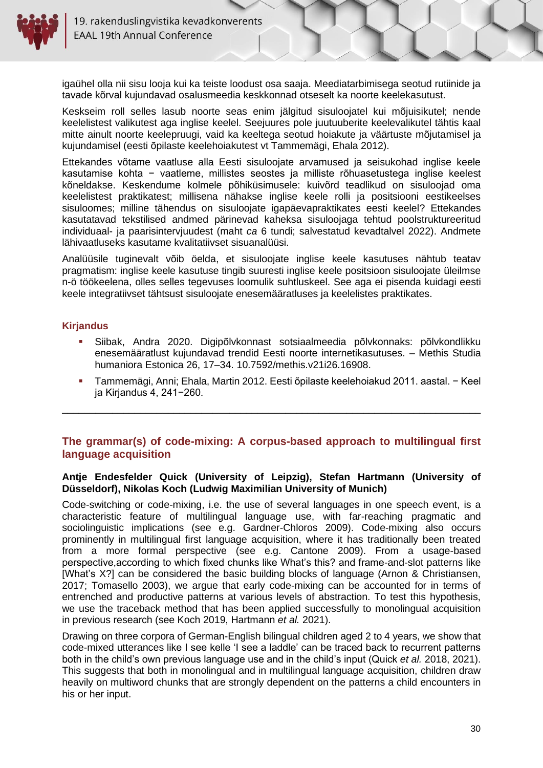igaühel olla nii sisu looja kui ka teiste loodust osa saaja. Meediatarbimisega seotud rutiinide ja tavade kõrval kujundavad osalusmeedia keskkonnad otseselt ka noorte keelekasutust.

Keskseim roll selles lasub noorte seas enim jälgitud sisuloojatel kui mõjuisikutel; nende keelelistest valikutest aga inglise keelel. Seejuures pole juutuuberite keelevalikutel tähtis kaal mitte ainult noorte keelepruugi, vaid ka keeltega seotud hoiakute ja väärtuste mõjutamisel ja kujundamisel (eesti õpilaste keelehoiakutest vt Tammemägi, Ehala 2012).

Ettekandes võtame vaatluse alla Eesti sisuloojate arvamused ja seisukohad inglise keele kasutamise kohta − vaatleme, millistes seostes ja milliste rõhuasetustega inglise keelest kõneldakse. Keskendume kolmele põhiküsimusele: kuivõrd teadlikud on sisuloojad oma keelelistest praktikatest; millisena nähakse inglise keele rolli ja positsiooni eestikeelses sisuloomes; milline tähendus on sisuloojate igapäevapraktikates eesti keelel? Ettekandes kasutatavad tekstilised andmed pärinevad kaheksa sisuloojaga tehtud poolstruktureeritud individuaal- ja paarisintervjuudest (maht *ca* 6 tundi; salvestatud kevadtalvel 2022). Andmete lähivaatluseks kasutame kvalitatiivset sisuanalüüsi.

Analüüsile tuginevalt võib öelda, et sisuloojate inglise keele kasutuses nähtub teatav pragmatism: inglise keele kasutuse tingib suuresti inglise keele positsioon sisuloojate üleilmse n-ö töökeelena, olles selles tegevuses loomulik suhtluskeel. See aga ei pisenda kuidagi eesti keele integratiivset tähtsust sisuloojate enesemääratluses ja keelelistes praktikates.

### Kirjandus

- Siibak, Andra 2020. Digipõlvkonnast sotsiaalmeedia põlvkonnaks: põlvkondlikku enesemääratlust kujundavad trendid Eesti noorte internetikasutuses. – Methis Studia humaniora Estonica 26, 17–34. 10.7592/methis.v21i26.16908.
- Tammemägi, Anni; Ehala, Martin 2012. Eesti õpilaste keelehoiakud 2011. aastal. − Keel ja Kirjandus 4, 241−260.

---

## The grammar(s) of code-mixing: A corpus-based approach to multilingual first language acquisition

**Antje Endesfelder Quick (University of Leipzig), Stefan Hartmann (University of Düsseldorf), Nikolas Koch (Ludwig Maximilian University of Munich)**

Code-switching or code-mixing, i.e. the use of several languages in one speech event, is a characteristic feature of multilingual language use, with far-reaching pragmatic and sociolinguistic implications (see e.g. Gardner-Chloros 2009). Code-mixing also occurs prominently in multilingual first language acquisition, where it has traditionally been treated from a more formal perspective (see e.g. Cantone 2009). From a usage-based perspective,according to which fixed chunks like What's this? and frame-and-slot patterns like [What's X?] can be considered the basic building blocks of language (Arnon & Christiansen, 2017; Tomasello 2003), we argue that early code-mixing can be accounted for in terms of entrenched and productive patterns at various levels of abstraction. To test this hypothesis, we use the traceback method that has been applied successfully to monolingual acquisition in previous research (see Koch 2019, Hartmann *et al.* 2021).

Drawing on three corpora of German-English bilingual children aged 2 to 4 years, we show that code-mixed utterances like I see kelle 'I see a laddle' can be traced back to recurrent patterns both in the child's own previous language use and in the child's input (Quick *et al.* 2018, 2021). This suggests that both in monolingual and in multilingual language acquisition, children draw heavily on multiword chunks that are strongly dependent on the patterns a child encounters in his or her input.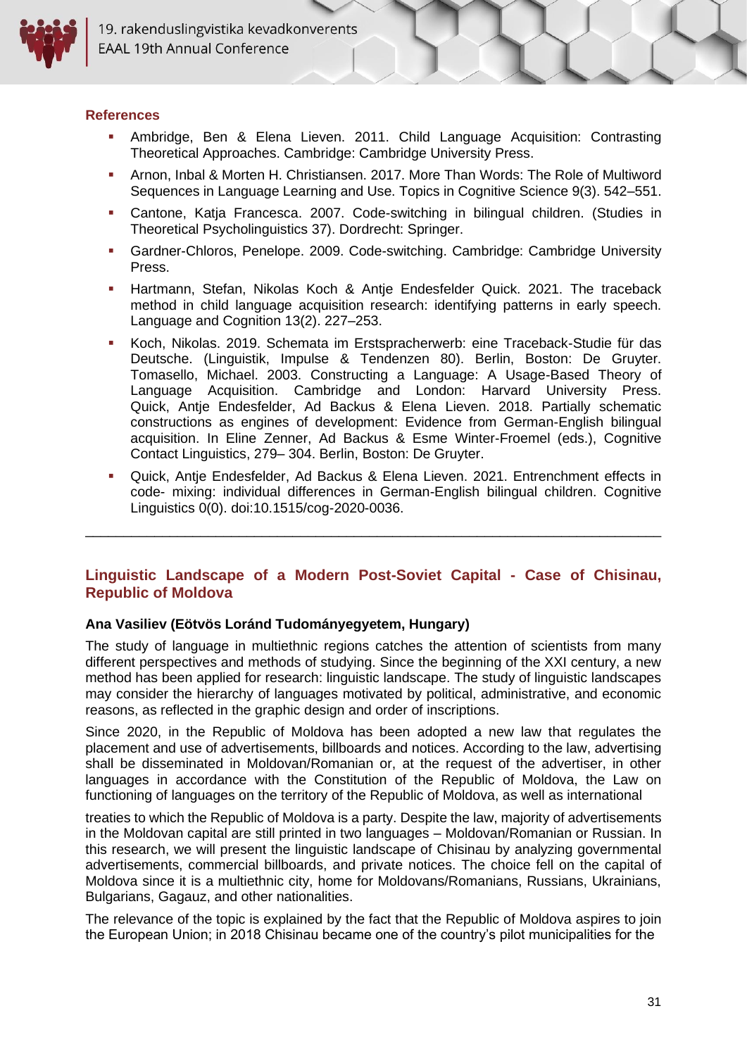### References

- Ambridge, Ben & Elena Lieven. 2011. Child Language Acquisition: Contrasting Theoretical Approaches. Cambridge: Cambridge University Press.
- Arnon, Inbal & Morten H. Christiansen. 2017. More Than Words: The Role of Multiword Sequences in Language Learning and Use. Topics in Cognitive Science 9(3). 542–551.
- Cantone, Katja Francesca. 2007. Code-switching in bilingual children. (Studies in Theoretical Psycholinguistics 37). Dordrecht: Springer.
- Gardner-Chloros, Penelope. 2009. Code-switching. Cambridge: Cambridge University Press.
- Hartmann, Stefan, Nikolas Koch & Antje Endesfelder Quick. 2021. The traceback method in child language acquisition research: identifying patterns in early speech. Language and Cognition 13(2). 227–253.
- Koch, Nikolas. 2019. Schemata im Erstspracherwerb: eine Traceback-Studie für das Deutsche. (Linguistik, Impulse & Tendenzen 80). Berlin, Boston: De Gruyter. Tomasello, Michael. 2003. Constructing a Language: A Usage-Based Theory of Language Acquisition. Cambridge and London: Harvard University Press. Quick, Antje Endesfelder, Ad Backus & Elena Lieven. 2018. Partially schematic constructions as engines of development: Evidence from German-English bilingual acquisition. In Eline Zenner, Ad Backus & Esme Winter-Froemel (eds.), Cognitive Contact Linguistics, 279– 304. Berlin, Boston: De Gruyter.
- Quick, Antje Endesfelder, Ad Backus & Elena Lieven. 2021. Entrenchment effects in code- mixing: individual differences in German-English bilingual children. Cognitive Linguistics 0(0). doi:10.1515/cog-2020-0036.

---

## Linguistic Landscape of a Modern Post-Soviet Capital - Case of Chisinau, Republic of Moldova

**Ana Vasiliev (Eötvös Loránd Tudományegyetem, Hungary)**

The study of language in multiethnic regions catches the attention of scientists from many different perspectives and methods of studying. Since the beginning of the XXI century, a new method has been applied for research: linguistic landscape. The study of linguistic landscapes may consider the hierarchy of languages motivated by political, administrative, and economic reasons, as reflected in the graphic design and order of inscriptions.

Since 2020, in the Republic of Moldova has been adopted a new law that regulates the placement and use of advertisements, billboards and notices. According to the law, advertising shall be disseminated in Moldovan/Romanian or, at the request of the advertiser, in other languages in accordance with the Constitution of the Republic of Moldova, the Law on functioning of languages on the territory of the Republic of Moldova, as well as international treaties to which the Republic of Moldova is a party. Despite the law, majority of advertisements in the Moldovan capital are still printed in two languages – Moldovan/Romanian or Russian. In this research, we will present the linguistic landscape of Chisinau by analyzing governmental advertisements, commercial billboards, and private notices. The choice fell on the capital of Moldova since it is a multiethnic city, home for Moldovans/Romanians, Russians, Ukrainians, Bulgarians, Gagauz, and other nationalities.

The relevance of the topic is explained by the fact that the Republic of Moldova aspires to join the European Union; in 2018 Chisinau became one of the country's pilot municipalities for the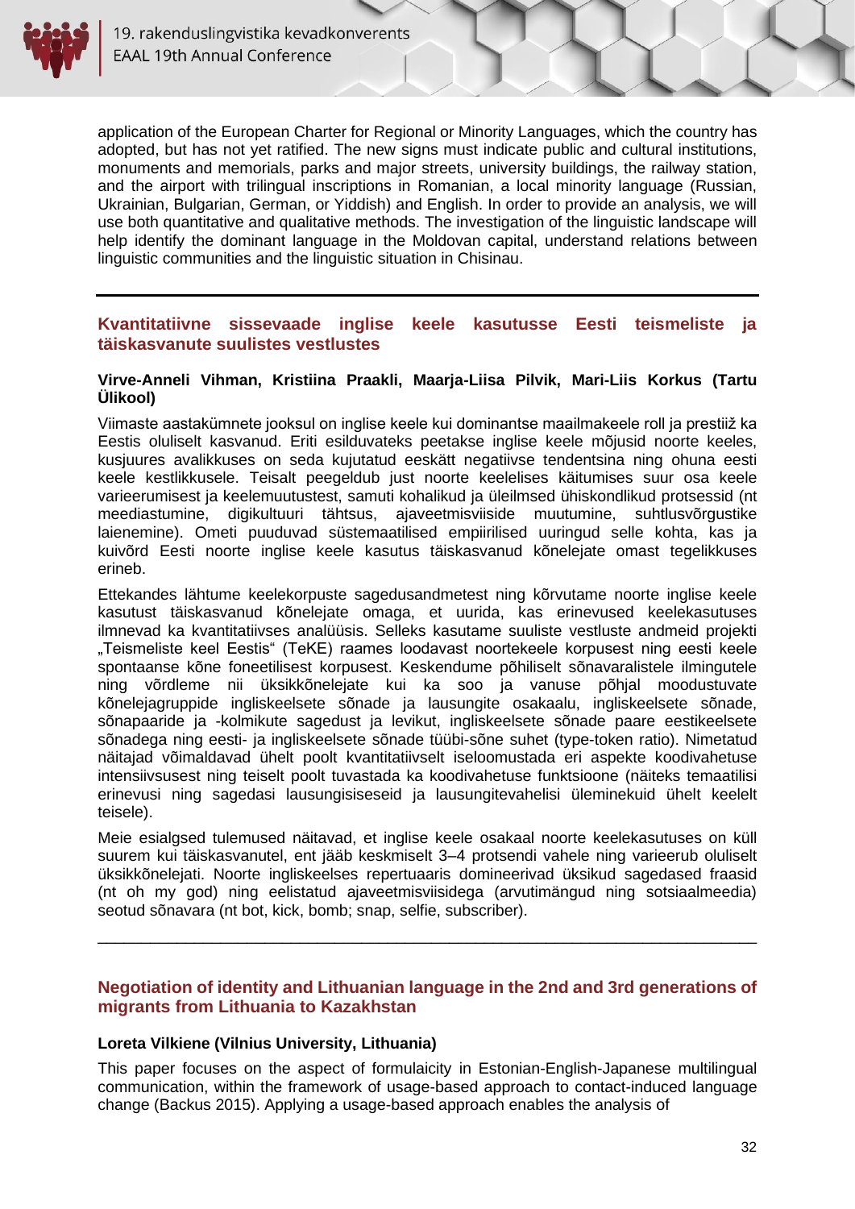application of the European Charter for Regional or Minority Languages, which the country has adopted, but has not yet ratified. The new signs must indicate public and cultural institutions, monuments and memorials, parks and major streets, university buildings, the railway station, and the airport with trilingual inscriptions in Romanian, a local minority language (Russian, Ukrainian, Bulgarian, German, or Yiddish) and English. In order to provide an analysis, we will use both quantitative and qualitative methods. The investigation of the linguistic landscape will help identify the dominant language in the Moldovan capital, understand relations between linguistic communities and the linguistic situation in Chisinau.

---

## Kvantitatiivne sissevaade inglise keele kasutusse Eesti teismeliste ja täiskasvanute suulistes vestlustes

**Virve-Anneli Vihman, Kristiina Praakli, Maarja-Liisa Pilvik, Mari-Liis Korkus (Tartu Ülikool)**

Viimaste aastakümnete jooksul on inglise keele kui dominantse maailmakeele roll ja prestiiž ka Eestis oluliselt kasvanud. Eriti esilduvateks peetakse inglise keele mõjusid noorte keeles, kusjuures avalikkuses on seda kujutatud eeskätt negatiivse tendentsina ning ohuna eesti keele kestlikkusele. Teisalt peegeldub just noorte keelelises käitumises suur osa keele varieerumisest ja keelemuutustest, samuti kohalikud ja üleilmsed ühiskondlikud protsessid (nt meediastumine, digikultuuri tähtsus, ajaveetmisviiside muutumine, suhtlusvõrgustike laienemine). Ometi puuduvad süstemaatilised empiirilised uuringud selle kohta, kas ja kuivõrd Eesti noorte inglise keele kasutus täiskasvanud kõnelejate omast tegelikkuses erineb.

Ettekandes lähtume keelekorpuste sagedusandmetest ning kõrvutame noorte inglise keele kasutust täiskasvanud kõnelejate omaga, et uurida, kas erinevused keelekasutuses ilmnevad ka kvantitatiivses analüüsis. Selleks kasutame suuliste vestluste andmeid projekti „Teismeliste keel Eestis" (TeKE) raames loodavast noortekeele korpusest ning eesti keele spontaanse kõne foneetilisest korpusest. Keskendume põhiliselt sõnavaralistele ilmingutele ning võrdleme nii üksikkõnelejate kui ka soo ja vanuse põhjal moodustuvate kõnelejagruppide ingliskeelsete sõnade ja lausungite osakaalu, ingliskeelsete sõnade, sõnapaaride ja -kolmikute sagedust ja levikut, ingliskeelsete sõnade paare eestikeelsete sõnadega ning eesti- ja ingliskeelsete sõnade tüübi-sõne suhet (type-token ratio). Nimetatud näitajad võimaldavad ühelt poolt kvantitatiivselt iseloomustada eri aspekte koodivahetuse intensiivsusest ning teiselt poolt tuvastada ka koodivahetuse funktsioone (näiteks temaatilisi erinevusi ning sagedasi lausungisiseseid ja lausungitevahelisi üleminekuid ühelt keelelt teisele).

Meie esialgsed tulemused näitavad, et inglise keele osakaal noorte keelekasutuses on küll suurem kui täiskasvanutel, ent jääb keskmiselt 3–4 protsendi vahele ning varieerub oluliselt üksikkõnelejati. Noorte ingliskeelses repertuaaris domineerivad üksikud sagedased fraasid (nt oh my god) ning eelistatud ajaveetmisviisidega (arvutimängud ning sotsiaalmeedia) seotud sõnavara (nt bot, kick, bomb; snap, selfie, subscriber).

---

## Negotiation of identity and Lithuanian language in the 2nd and 3rd generations of migrants from Lithuania to Kazakhstan

**Loreta Vilkiene (Vilnius University, Lithuania)**

This paper focuses on the aspect of formulaicity in Estonian-English-Japanese multilingual communication, within the framework of usage-based approach to contact-induced language change (Backus 2015). Applying a usage-based approach enables the analysis of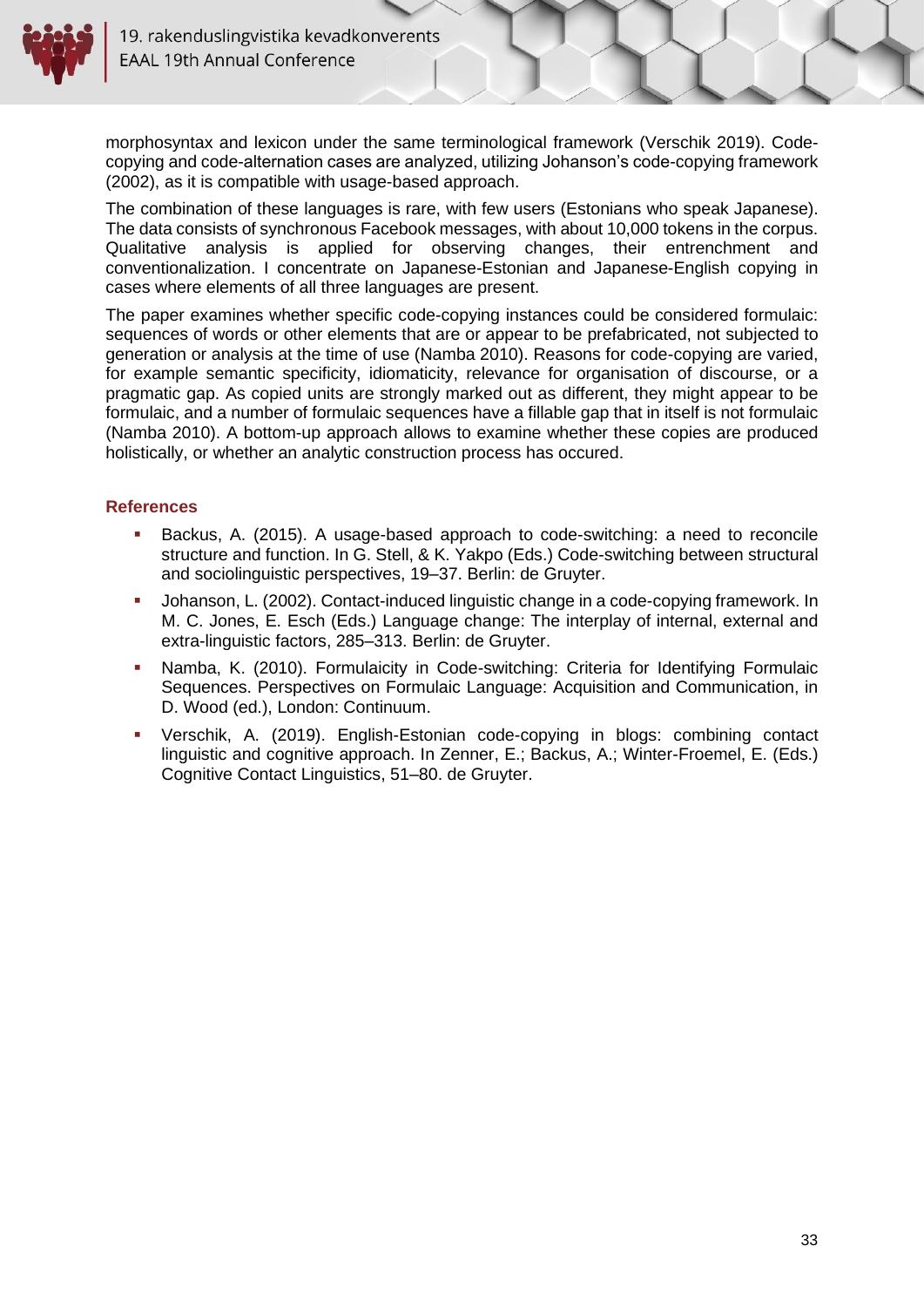morphosyntax and lexicon under the same terminological framework (Verschik 2019). Code-copying and code-alternation cases are analyzed, utilizing Johanson's code-copying framework (2002), as it is compatible with usage-based approach.

The combination of these languages is rare, with few users (Estonians who speak Japanese). The data consists of synchronous Facebook messages, with about 10,000 tokens in the corpus. Qualitative analysis is applied for observing changes, their entrenchment and conventionalization. I concentrate on Japanese-Estonian and Japanese-English copying in cases where elements of all three languages are present.

The paper examines whether specific code-copying instances could be considered formulaic: sequences of words or other elements that are or appear to be prefabricated, not subjected to generation or analysis at the time of use (Namba 2010). Reasons for code-copying are varied, for example semantic specificity, idiomaticity, relevance for organisation of discourse, or a pragmatic gap. As copied units are strongly marked out as different, they might appear to be formulaic, and a number of formulaic sequences have a fillable gap that in itself is not formulaic (Namba 2010). A bottom-up approach allows to examine whether these copies are produced holistically, or whether an analytic construction process has occured.

### References

- Backus, A. (2015). A usage-based approach to code-switching: a need to reconcile structure and function. In G. Stell, & K. Yakpo (Eds.) Code-switching between structural and sociolinguistic perspectives, 19–37. Berlin: de Gruyter.
- Johanson, L. (2002). Contact-induced linguistic change in a code-copying framework. In M. C. Jones, E. Esch (Eds.) Language change: The interplay of internal, external and extra-linguistic factors, 285–313. Berlin: de Gruyter.
- Namba, K. (2010). Formulaicity in Code-switching: Criteria for Identifying Formulaic Sequences. Perspectives on Formulaic Language: Acquisition and Communication, in D. Wood (ed.), London: Continuum.
- Verschik, A. (2019). English-Estonian code-copying in blogs: combining contact linguistic and cognitive approach. In Zenner, E.; Backus, A.; Winter-Froemel, E. (Eds.) Cognitive Contact Linguistics, 51–80. de Gruyter.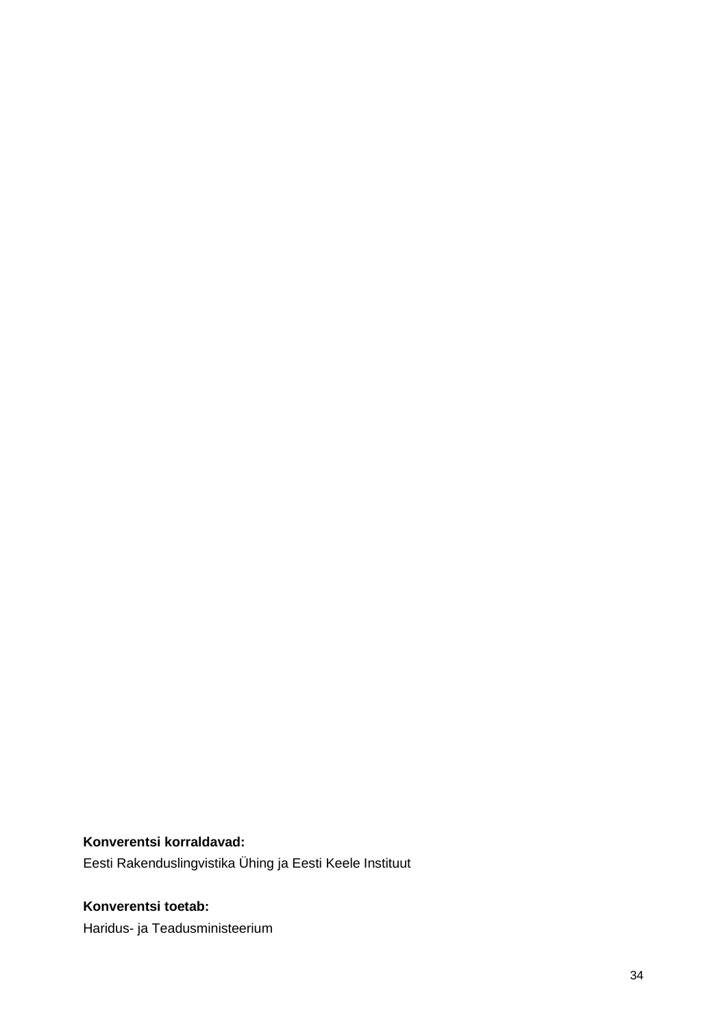**Konverentsi korraldavad:**

Eesti Rakenduslingvistika Ühing ja Eesti Keele Instituut

**Konverentsi toetab:**

Haridus- ja Teadusministeerium